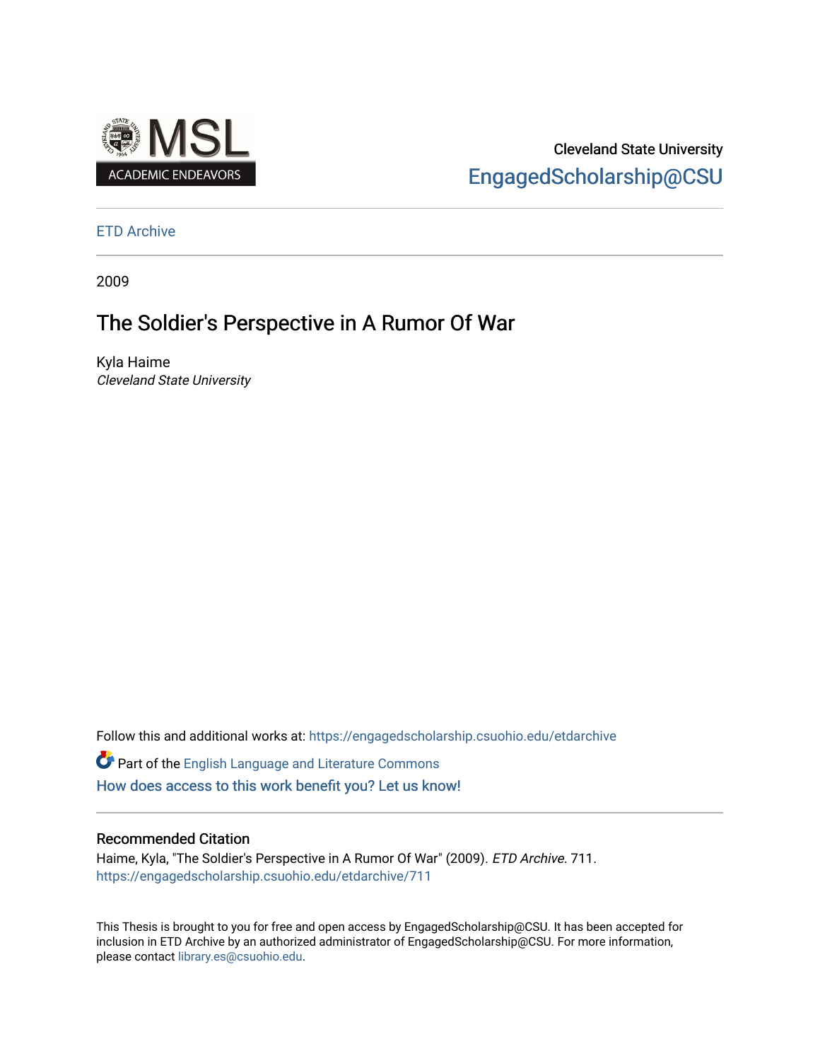MSL ACADEMIC ENDEAVORS

Cleveland State University

EngagedScholarship@CSU

ETD Archive

2009

# The Soldier's Perspective in A Rumor Of War

Kyla Haime

*Cleveland State University*

Follow this and additional works at: https://engagedscholarship.csuohio.edu/etdarchive

Part of the English Language and Literature Commons

How does access to this work benefit you? Let us know!

## Recommended Citation

Haime, Kyla, "The Soldier's Perspective in A Rumor Of War" (2009). *ETD Archive*. 711.
https://engagedscholarship.csuohio.edu/etdarchive/711

This Thesis is brought to you for free and open access by EngagedScholarship@CSU. It has been accepted for inclusion in ETD Archive by an authorized administrator of EngagedScholarship@CSU. For more information, please contact library.es@csuohio.edu.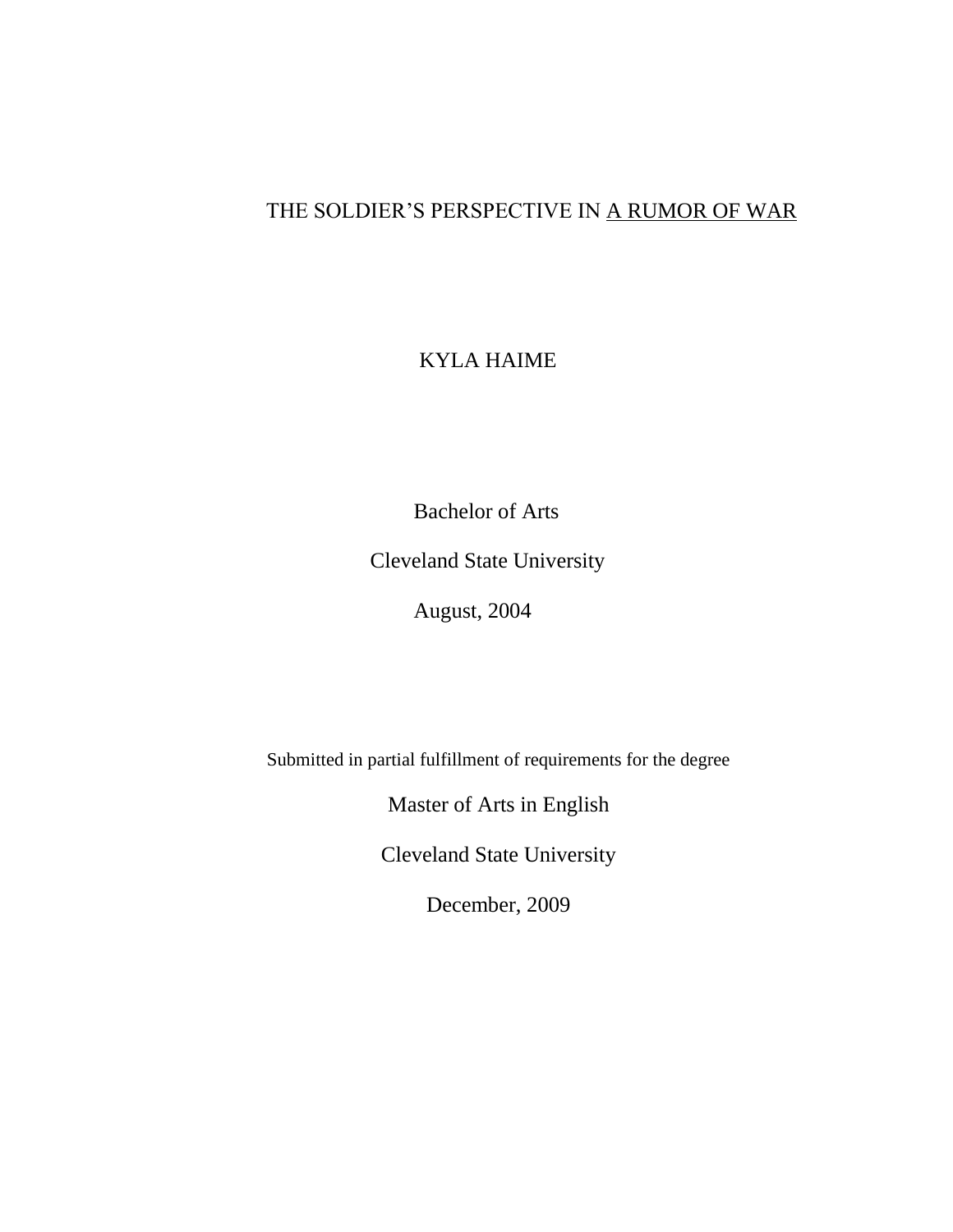THE SOLDIER'S PERSPECTIVE IN <u>A RUMOR OF WAR</u>

KYLA HAIME

Bachelor of Arts

Cleveland State University

August, 2004

Submitted in partial fulfillment of requirements for the degree

Master of Arts in English

Cleveland State University

December, 2009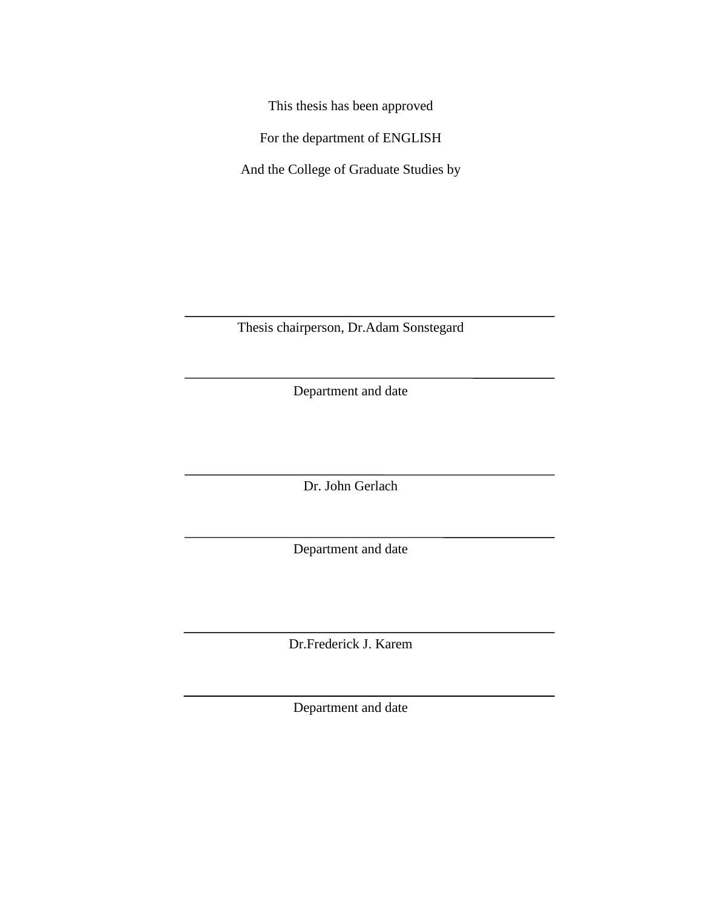This thesis has been approved

For the department of ENGLISH

And the College of Graduate Studies by

\_\_\_\_\_\_\_\_\_\_\_\_\_\_\_\_\_\_\_\_\_\_\_\_\_\_\_\_\_\_\_\_\_\_\_\_\_\_\_\_

Thesis chairperson, Dr.Adam Sonstegard

\_\_\_\_\_\_\_\_\_\_\_\_\_\_\_\_\_\_\_\_\_\_\_\_\_\_\_\_\_\_\_\_\_\_\_\_\_\_\_\_

Department and date

\_\_\_\_\_\_\_\_\_\_\_\_\_\_\_\_\_\_\_\_\_\_\_\_\_\_\_\_\_\_\_\_\_\_\_\_\_\_\_\_

Dr. John Gerlach

\_\_\_\_\_\_\_\_\_\_\_\_\_\_\_\_\_\_\_\_\_\_\_\_\_\_\_\_\_\_\_\_\_\_\_\_\_\_\_\_

Department and date

\_\_\_\_\_\_\_\_\_\_\_\_\_\_\_\_\_\_\_\_\_\_\_\_\_\_\_\_\_\_\_\_\_\_\_\_\_\_\_\_

Dr.Frederick J. Karem

\_\_\_\_\_\_\_\_\_\_\_\_\_\_\_\_\_\_\_\_\_\_\_\_\_\_\_\_\_\_\_\_\_\_\_\_\_\_\_\_

Department and date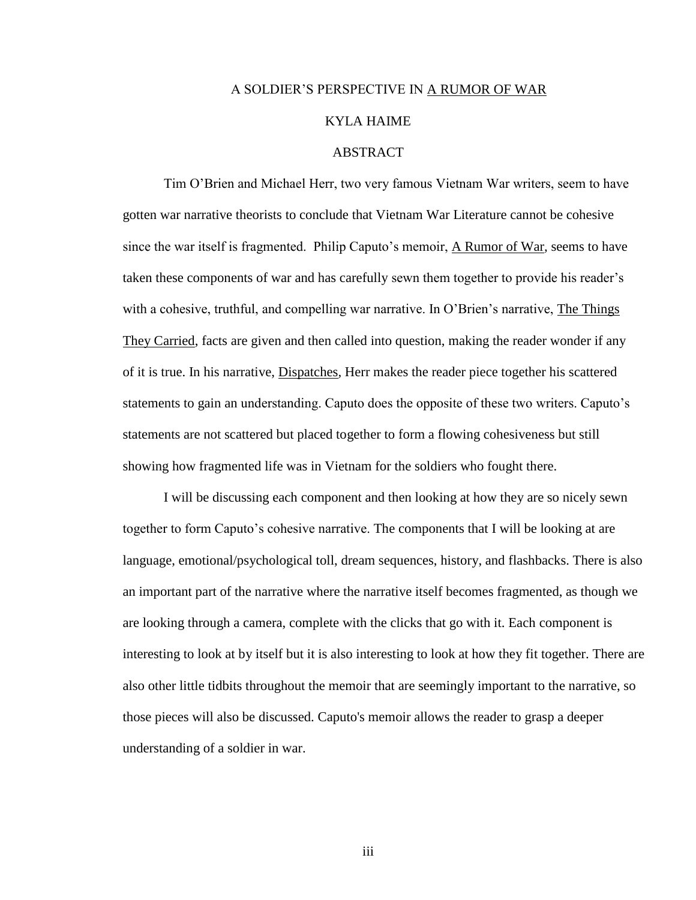# A SOLDIER'S PERSPECTIVE IN A RUMOR OF WAR

KYLA HAIME

## ABSTRACT

Tim O'Brien and Michael Herr, two very famous Vietnam War writers, seem to have gotten war narrative theorists to conclude that Vietnam War Literature cannot be cohesive since the war itself is fragmented. Philip Caputo's memoir, A Rumor of War, seems to have taken these components of war and has carefully sewn them together to provide his reader's with a cohesive, truthful, and compelling war narrative. In O'Brien's narrative, The Things They Carried, facts are given and then called into question, making the reader wonder if any of it is true. In his narrative, Dispatches, Herr makes the reader piece together his scattered statements to gain an understanding. Caputo does the opposite of these two writers. Caputo's statements are not scattered but placed together to form a flowing cohesiveness but still showing how fragmented life was in Vietnam for the soldiers who fought there.

I will be discussing each component and then looking at how they are so nicely sewn together to form Caputo's cohesive narrative. The components that I will be looking at are language, emotional/psychological toll, dream sequences, history, and flashbacks. There is also an important part of the narrative where the narrative itself becomes fragmented, as though we are looking through a camera, complete with the clicks that go with it. Each component is interesting to look at by itself but it is also interesting to look at how they fit together. There are also other little tidbits throughout the memoir that are seemingly important to the narrative, so those pieces will also be discussed. Caputo's memoir allows the reader to grasp a deeper understanding of a soldier in war.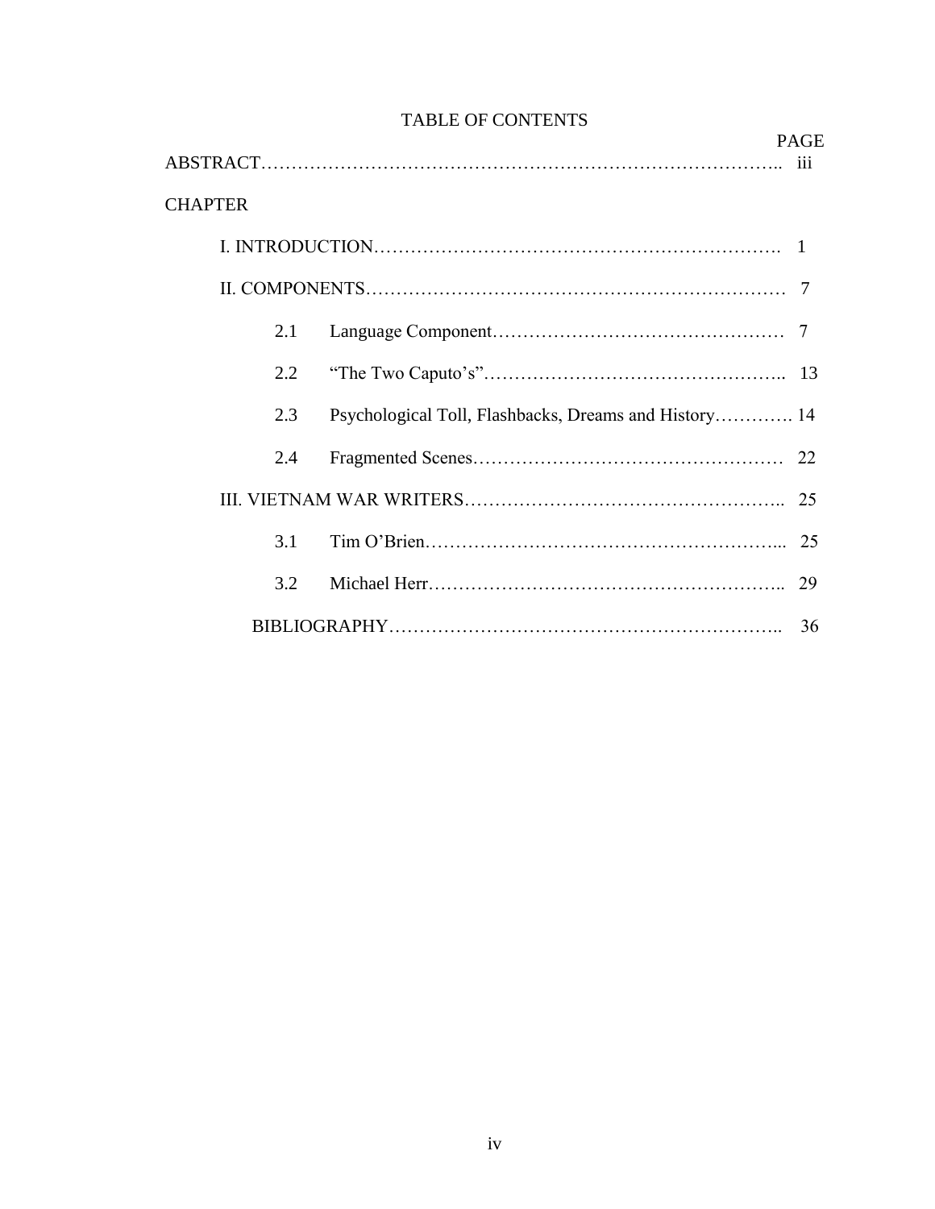# TABLE OF CONTENTS

PAGE

ABSTRACT………………………………………………………………………….. iii

CHAPTER

I. INTRODUCTION…………………………………………………………. 1

II. COMPONENTS…………………………………………………………… 7

- 2.1 Language Component………………………………………… 7
- 2.2 "The Two Caputo's"………………………………………….. 13
- 2.3 Psychological Toll, Flashbacks, Dreams and History…………. 14
- 2.4 Fragmented Scenes…………………………………………… 22

III. VIETNAM WAR WRITERS…………………………………………….. 25

- 3.1 Tim O'Brien…………………………………………………... 25
- 3.2 Michael Herr………………………………………………….. 29

BIBLIOGRAPHY……………………………………………………….. 36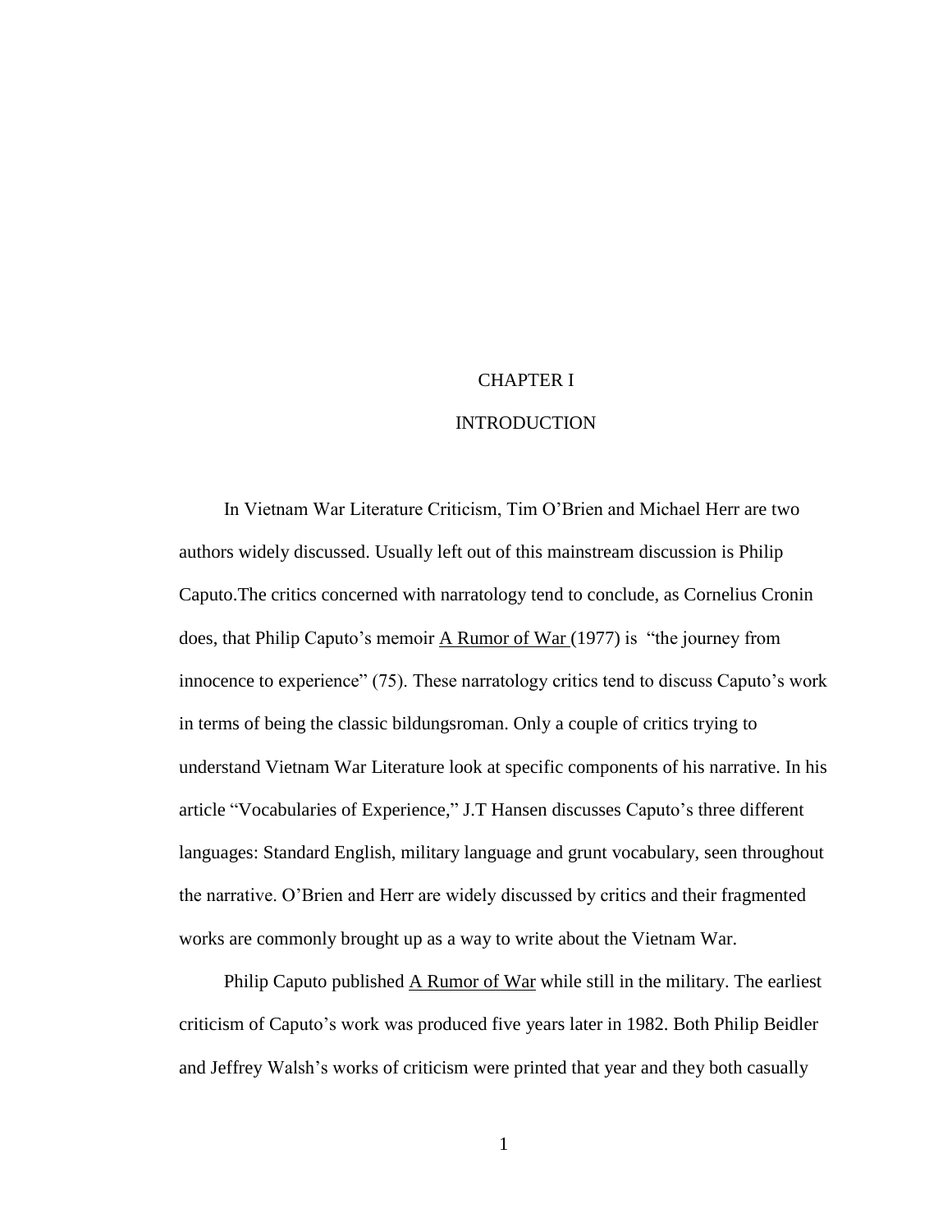# CHAPTER I

# INTRODUCTION

In Vietnam War Literature Criticism, Tim O'Brien and Michael Herr are two authors widely discussed. Usually left out of this mainstream discussion is Philip Caputo.The critics concerned with narratology tend to conclude, as Cornelius Cronin does, that Philip Caputo's memoir <u>A Rumor of War</u> (1977) is "the journey from innocence to experience" (75). These narratology critics tend to discuss Caputo's work in terms of being the classic bildungsroman. Only a couple of critics trying to understand Vietnam War Literature look at specific components of his narrative. In his article "Vocabularies of Experience," J.T Hansen discusses Caputo's three different languages: Standard English, military language and grunt vocabulary, seen throughout the narrative. O'Brien and Herr are widely discussed by critics and their fragmented works are commonly brought up as a way to write about the Vietnam War.

Philip Caputo published <u>A Rumor of War</u> while still in the military. The earliest criticism of Caputo's work was produced five years later in 1982. Both Philip Beidler and Jeffrey Walsh's works of criticism were printed that year and they both casually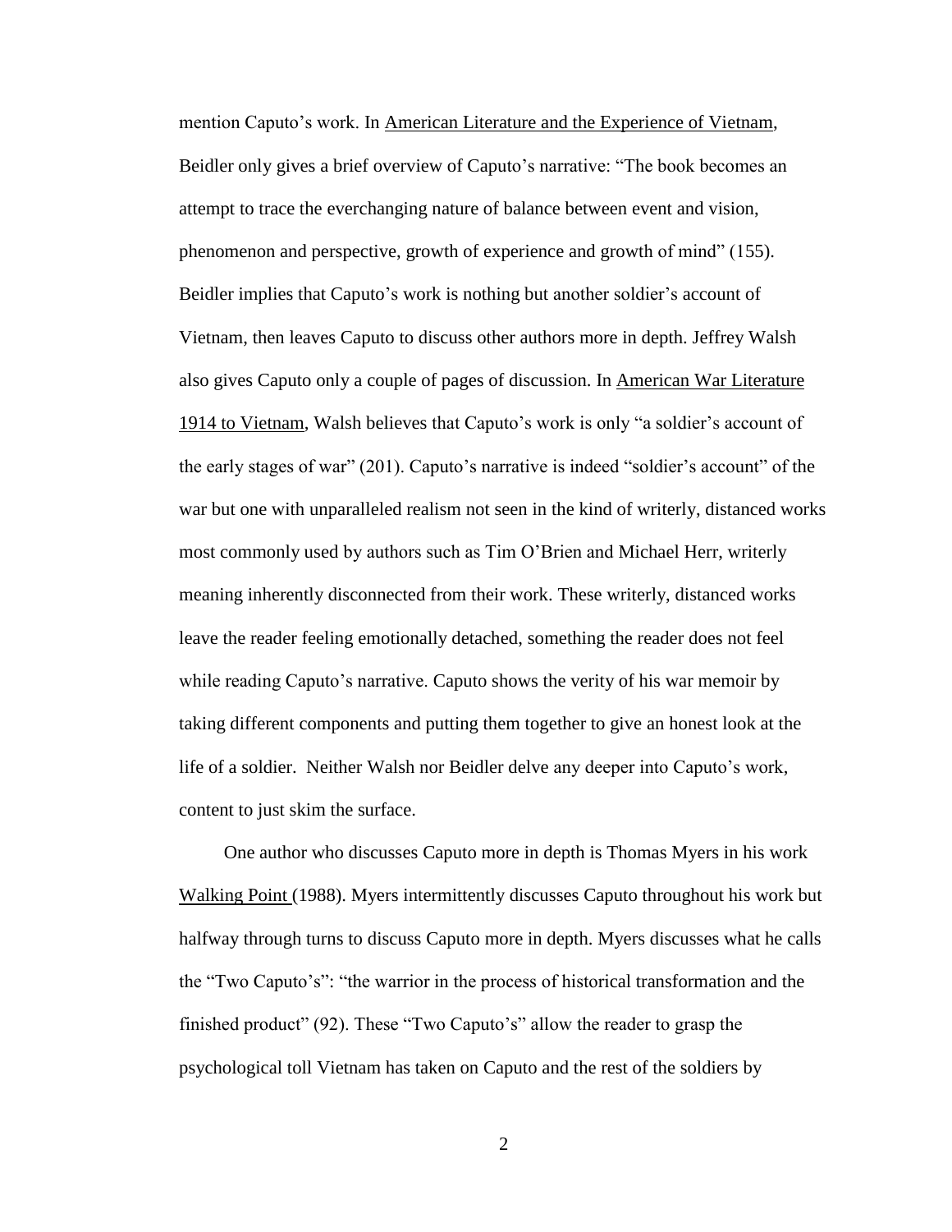mention Caputo's work. In American Literature and the Experience of Vietnam, Beidler only gives a brief overview of Caputo's narrative: "The book becomes an attempt to trace the everchanging nature of balance between event and vision, phenomenon and perspective, growth of experience and growth of mind" (155). Beidler implies that Caputo's work is nothing but another soldier's account of Vietnam, then leaves Caputo to discuss other authors more in depth. Jeffrey Walsh also gives Caputo only a couple of pages of discussion. In American War Literature 1914 to Vietnam, Walsh believes that Caputo's work is only "a soldier's account of the early stages of war" (201). Caputo's narrative is indeed "soldier's account" of the war but one with unparalleled realism not seen in the kind of writerly, distanced works most commonly used by authors such as Tim O'Brien and Michael Herr, writerly meaning inherently disconnected from their work. These writerly, distanced works leave the reader feeling emotionally detached, something the reader does not feel while reading Caputo's narrative. Caputo shows the verity of his war memoir by taking different components and putting them together to give an honest look at the life of a soldier. Neither Walsh nor Beidler delve any deeper into Caputo's work, content to just skim the surface.

One author who discusses Caputo more in depth is Thomas Myers in his work Walking Point (1988). Myers intermittently discusses Caputo throughout his work but halfway through turns to discuss Caputo more in depth. Myers discusses what he calls the "Two Caputo's": "the warrior in the process of historical transformation and the finished product" (92). These "Two Caputo's" allow the reader to grasp the psychological toll Vietnam has taken on Caputo and the rest of the soldiers by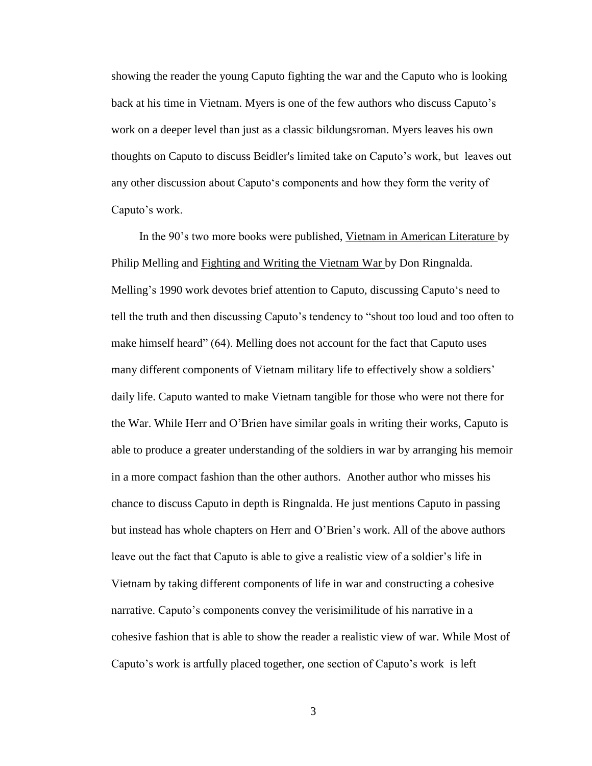showing the reader the young Caputo fighting the war and the Caputo who is looking back at his time in Vietnam. Myers is one of the few authors who discuss Caputo's work on a deeper level than just as a classic bildungsroman. Myers leaves his own thoughts on Caputo to discuss Beidler's limited take on Caputo's work, but leaves out any other discussion about Caputo's components and how they form the verity of Caputo's work.

In the 90's two more books were published, <u>Vietnam in American Literature</u> by Philip Melling and <u>Fighting and Writing the Vietnam War</u> by Don Ringnalda. Melling's 1990 work devotes brief attention to Caputo, discussing Caputo's need to tell the truth and then discussing Caputo's tendency to "shout too loud and too often to make himself heard" (64). Melling does not account for the fact that Caputo uses many different components of Vietnam military life to effectively show a soldiers' daily life. Caputo wanted to make Vietnam tangible for those who were not there for the War. While Herr and O'Brien have similar goals in writing their works, Caputo is able to produce a greater understanding of the soldiers in war by arranging his memoir in a more compact fashion than the other authors. Another author who misses his chance to discuss Caputo in depth is Ringnalda. He just mentions Caputo in passing but instead has whole chapters on Herr and O'Brien's work. All of the above authors leave out the fact that Caputo is able to give a realistic view of a soldier's life in Vietnam by taking different components of life in war and constructing a cohesive narrative. Caputo's components convey the verisimilitude of his narrative in a cohesive fashion that is able to show the reader a realistic view of war. While Most of Caputo's work is artfully placed together, one section of Caputo's work is left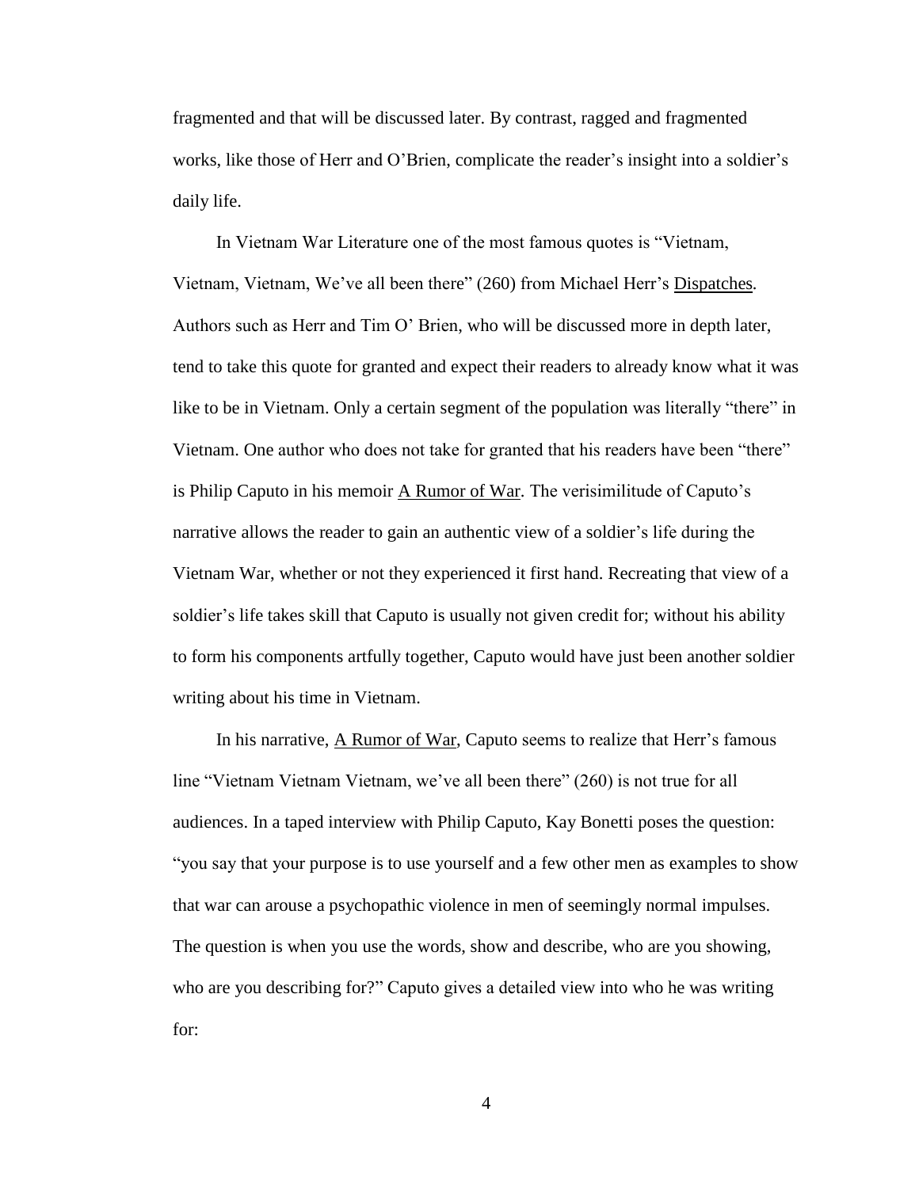fragmented and that will be discussed later. By contrast, ragged and fragmented works, like those of Herr and O'Brien, complicate the reader's insight into a soldier's daily life.

In Vietnam War Literature one of the most famous quotes is "Vietnam, Vietnam, Vietnam, We've all been there" (260) from Michael Herr's Dispatches. Authors such as Herr and Tim O' Brien, who will be discussed more in depth later, tend to take this quote for granted and expect their readers to already know what it was like to be in Vietnam. Only a certain segment of the population was literally "there" in Vietnam. One author who does not take for granted that his readers have been "there" is Philip Caputo in his memoir A Rumor of War. The verisimilitude of Caputo's narrative allows the reader to gain an authentic view of a soldier's life during the Vietnam War, whether or not they experienced it first hand. Recreating that view of a soldier's life takes skill that Caputo is usually not given credit for; without his ability to form his components artfully together, Caputo would have just been another soldier writing about his time in Vietnam.

In his narrative, A Rumor of War, Caputo seems to realize that Herr's famous line "Vietnam Vietnam Vietnam, we've all been there" (260) is not true for all audiences. In a taped interview with Philip Caputo, Kay Bonetti poses the question: "you say that your purpose is to use yourself and a few other men as examples to show that war can arouse a psychopathic violence in men of seemingly normal impulses. The question is when you use the words, show and describe, who are you showing, who are you describing for?" Caputo gives a detailed view into who he was writing for: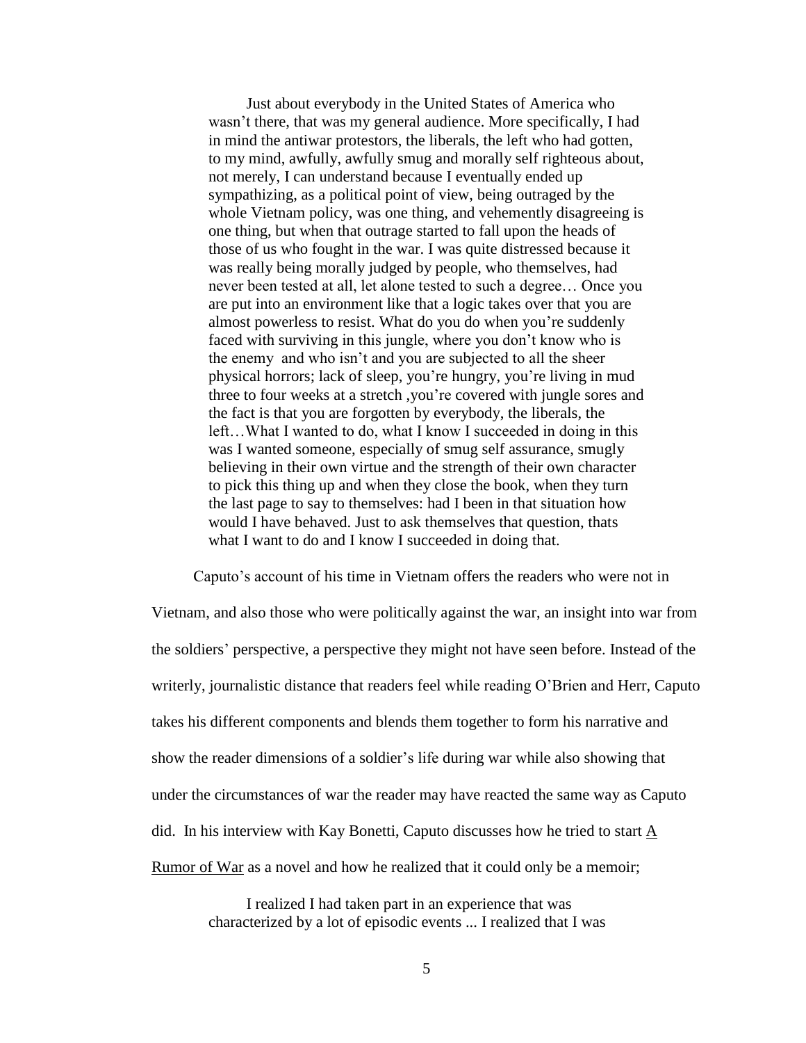> Just about everybody in the United States of America who wasn't there, that was my general audience. More specifically, I had in mind the antiwar protestors, the liberals, the left who had gotten, to my mind, awfully, awfully smug and morally self righteous about, not merely, I can understand because I eventually ended up sympathizing, as a political point of view, being outraged by the whole Vietnam policy, was one thing, and vehemently disagreeing is one thing, but when that outrage started to fall upon the heads of those of us who fought in the war. I was quite distressed because it was really being morally judged by people, who themselves, had never been tested at all, let alone tested to such a degree… Once you are put into an environment like that a logic takes over that you are almost powerless to resist. What do you do when you're suddenly faced with surviving in this jungle, where you don't know who is the enemy and who isn't and you are subjected to all the sheer physical horrors; lack of sleep, you're hungry, you're living in mud three to four weeks at a stretch ,you're covered with jungle sores and the fact is that you are forgotten by everybody, the liberals, the left…What I wanted to do, what I know I succeeded in doing in this was I wanted someone, especially of smug self assurance, smugly believing in their own virtue and the strength of their own character to pick this thing up and when they close the book, when they turn the last page to say to themselves: had I been in that situation how would I have behaved. Just to ask themselves that question, thats what I want to do and I know I succeeded in doing that.

Caputo's account of his time in Vietnam offers the readers who were not in Vietnam, and also those who were politically against the war, an insight into war from the soldiers' perspective, a perspective they might not have seen before. Instead of the writerly, journalistic distance that readers feel while reading O'Brien and Herr, Caputo takes his different components and blends them together to form his narrative and show the reader dimensions of a soldier's life during war while also showing that under the circumstances of war the reader may have reacted the same way as Caputo did. In his interview with Kay Bonetti, Caputo discusses how he tried to start <u>A Rumor of War</u> as a novel and how he realized that it could only be a memoir;

> I realized I had taken part in an experience that was characterized by a lot of episodic events ... I realized that I was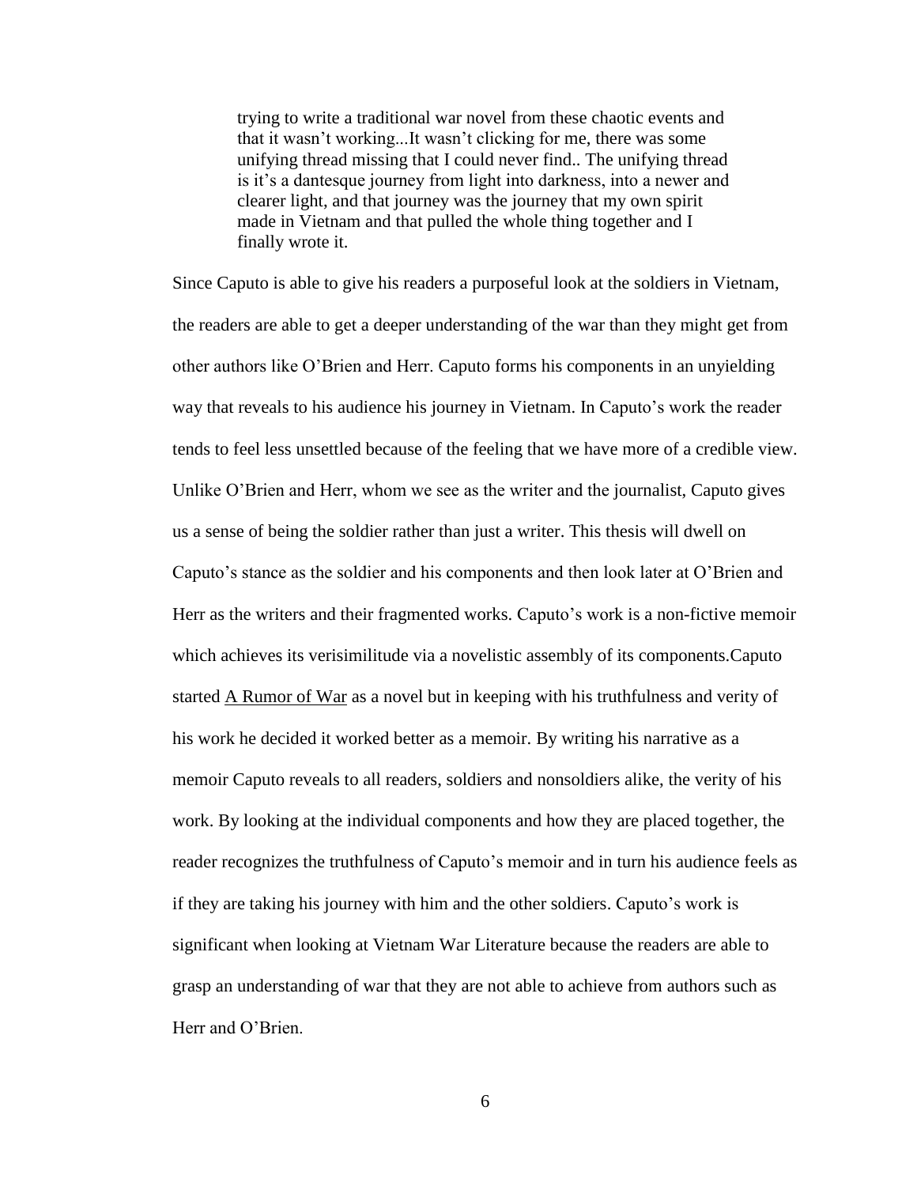> trying to write a traditional war novel from these chaotic events and that it wasn't working...It wasn't clicking for me, there was some unifying thread missing that I could never find.. The unifying thread is it's a dantesque journey from light into darkness, into a newer and clearer light, and that journey was the journey that my own spirit made in Vietnam and that pulled the whole thing together and I finally wrote it.

Since Caputo is able to give his readers a purposeful look at the soldiers in Vietnam, the readers are able to get a deeper understanding of the war than they might get from other authors like O'Brien and Herr. Caputo forms his components in an unyielding way that reveals to his audience his journey in Vietnam. In Caputo's work the reader tends to feel less unsettled because of the feeling that we have more of a credible view. Unlike O'Brien and Herr, whom we see as the writer and the journalist, Caputo gives us a sense of being the soldier rather than just a writer. This thesis will dwell on Caputo's stance as the soldier and his components and then look later at O'Brien and Herr as the writers and their fragmented works. Caputo's work is a non-fictive memoir which achieves its verisimilitude via a novelistic assembly of its components.Caputo started <u>A Rumor of War</u> as a novel but in keeping with his truthfulness and verity of his work he decided it worked better as a memoir. By writing his narrative as a memoir Caputo reveals to all readers, soldiers and nonsoldiers alike, the verity of his work. By looking at the individual components and how they are placed together, the reader recognizes the truthfulness of Caputo's memoir and in turn his audience feels as if they are taking his journey with him and the other soldiers. Caputo's work is significant when looking at Vietnam War Literature because the readers are able to grasp an understanding of war that they are not able to achieve from authors such as Herr and O'Brien.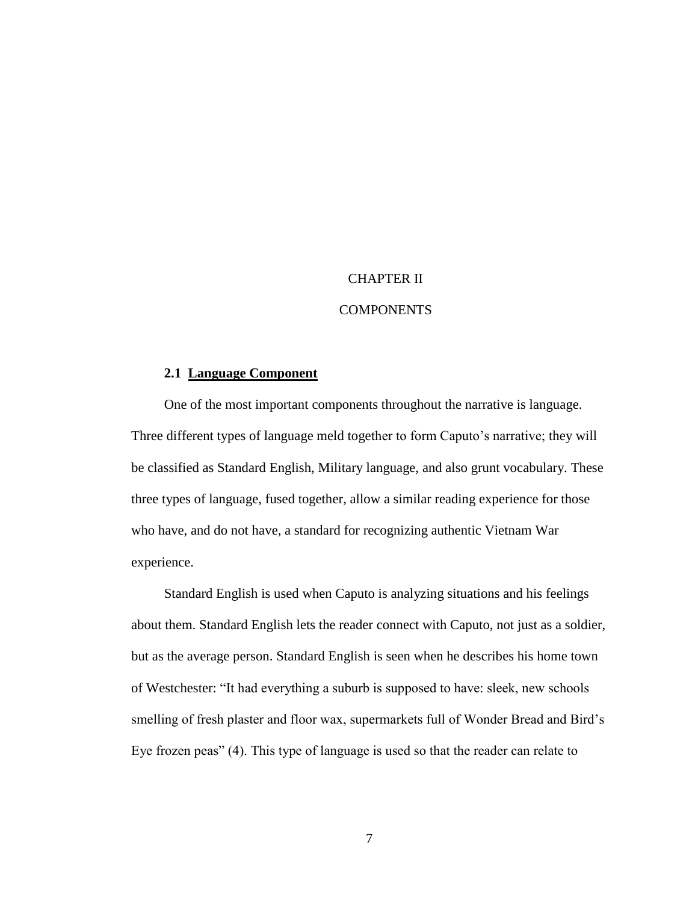# CHAPTER II

# COMPONENTS

## 2.1 Language Component

One of the most important components throughout the narrative is language. Three different types of language meld together to form Caputo's narrative; they will be classified as Standard English, Military language, and also grunt vocabulary. These three types of language, fused together, allow a similar reading experience for those who have, and do not have, a standard for recognizing authentic Vietnam War experience.

Standard English is used when Caputo is analyzing situations and his feelings about them. Standard English lets the reader connect with Caputo, not just as a soldier, but as the average person. Standard English is seen when he describes his home town of Westchester: "It had everything a suburb is supposed to have: sleek, new schools smelling of fresh plaster and floor wax, supermarkets full of Wonder Bread and Bird's Eye frozen peas" (4). This type of language is used so that the reader can relate to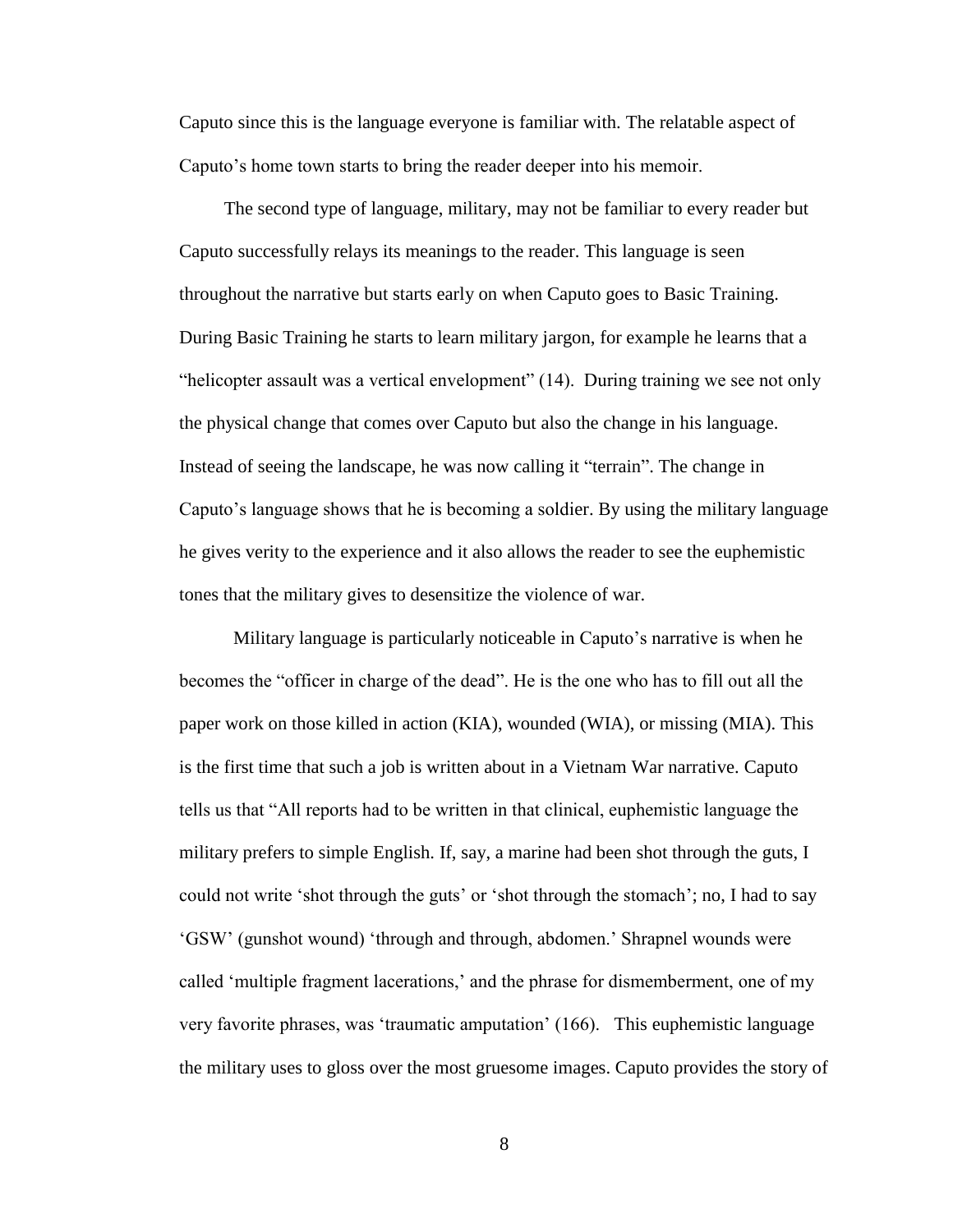Caputo since this is the language everyone is familiar with. The relatable aspect of Caputo's home town starts to bring the reader deeper into his memoir.

The second type of language, military, may not be familiar to every reader but Caputo successfully relays its meanings to the reader. This language is seen throughout the narrative but starts early on when Caputo goes to Basic Training. During Basic Training he starts to learn military jargon, for example he learns that a "helicopter assault was a vertical envelopment" (14). During training we see not only the physical change that comes over Caputo but also the change in his language. Instead of seeing the landscape, he was now calling it "terrain". The change in Caputo's language shows that he is becoming a soldier. By using the military language he gives verity to the experience and it also allows the reader to see the euphemistic tones that the military gives to desensitize the violence of war.

Military language is particularly noticeable in Caputo's narrative is when he becomes the "officer in charge of the dead". He is the one who has to fill out all the paper work on those killed in action (KIA), wounded (WIA), or missing (MIA). This is the first time that such a job is written about in a Vietnam War narrative. Caputo tells us that "All reports had to be written in that clinical, euphemistic language the military prefers to simple English. If, say, a marine had been shot through the guts, I could not write 'shot through the guts' or 'shot through the stomach'; no, I had to say 'GSW' (gunshot wound) 'through and through, abdomen.' Shrapnel wounds were called 'multiple fragment lacerations,' and the phrase for dismemberment, one of my very favorite phrases, was 'traumatic amputation' (166). This euphemistic language the military uses to gloss over the most gruesome images. Caputo provides the story of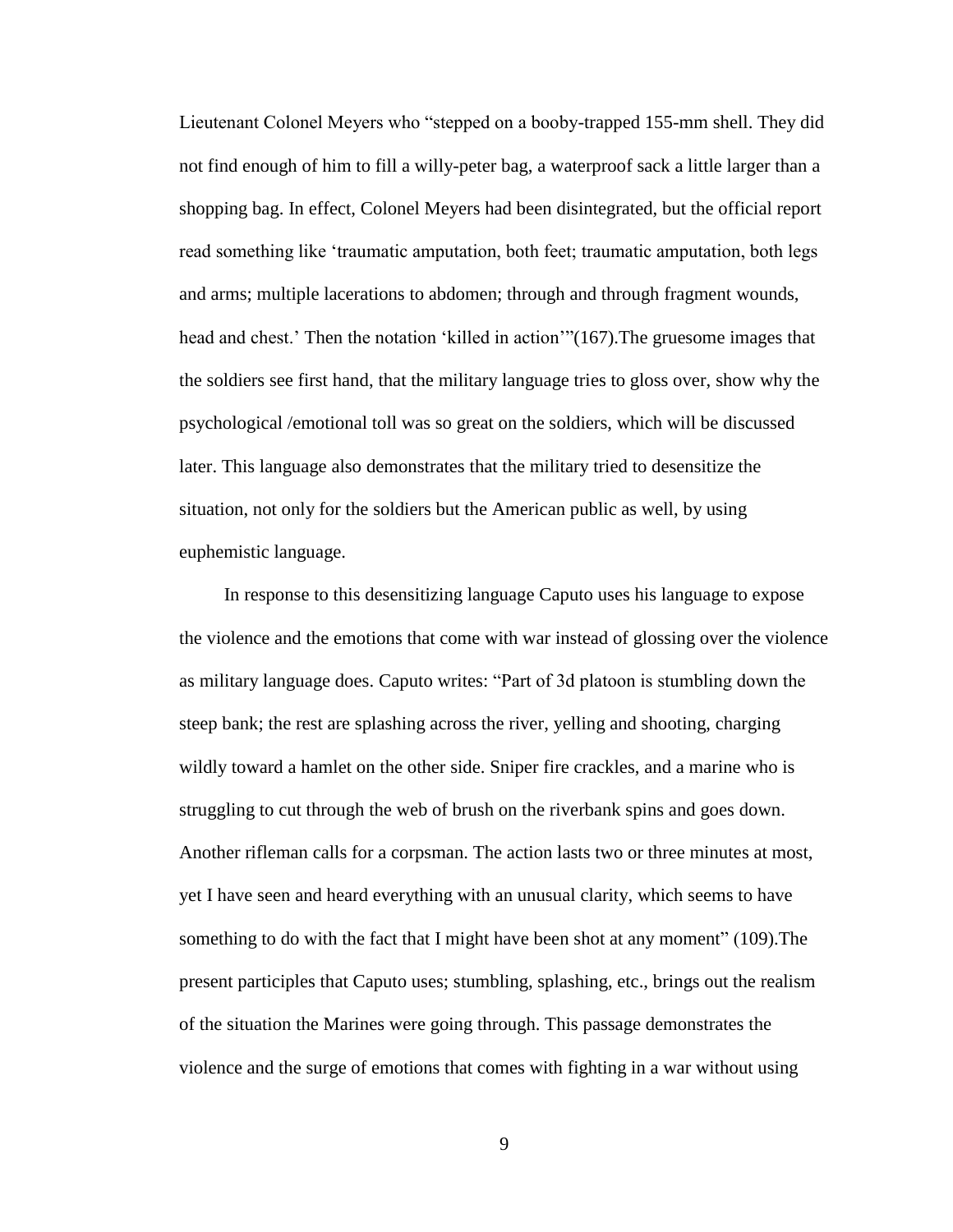Lieutenant Colonel Meyers who "stepped on a booby-trapped 155-mm shell. They did not find enough of him to fill a willy-peter bag, a waterproof sack a little larger than a shopping bag. In effect, Colonel Meyers had been disintegrated, but the official report read something like 'traumatic amputation, both feet; traumatic amputation, both legs and arms; multiple lacerations to abdomen; through and through fragment wounds, head and chest.' Then the notation 'killed in action'"(167).The gruesome images that the soldiers see first hand, that the military language tries to gloss over, show why the psychological /emotional toll was so great on the soldiers, which will be discussed later. This language also demonstrates that the military tried to desensitize the situation, not only for the soldiers but the American public as well, by using euphemistic language.

In response to this desensitizing language Caputo uses his language to expose the violence and the emotions that come with war instead of glossing over the violence as military language does. Caputo writes: "Part of 3d platoon is stumbling down the steep bank; the rest are splashing across the river, yelling and shooting, charging wildly toward a hamlet on the other side. Sniper fire crackles, and a marine who is struggling to cut through the web of brush on the riverbank spins and goes down. Another rifleman calls for a corpsman. The action lasts two or three minutes at most, yet I have seen and heard everything with an unusual clarity, which seems to have something to do with the fact that I might have been shot at any moment" (109).The present participles that Caputo uses; stumbling, splashing, etc., brings out the realism of the situation the Marines were going through. This passage demonstrates the violence and the surge of emotions that comes with fighting in a war without using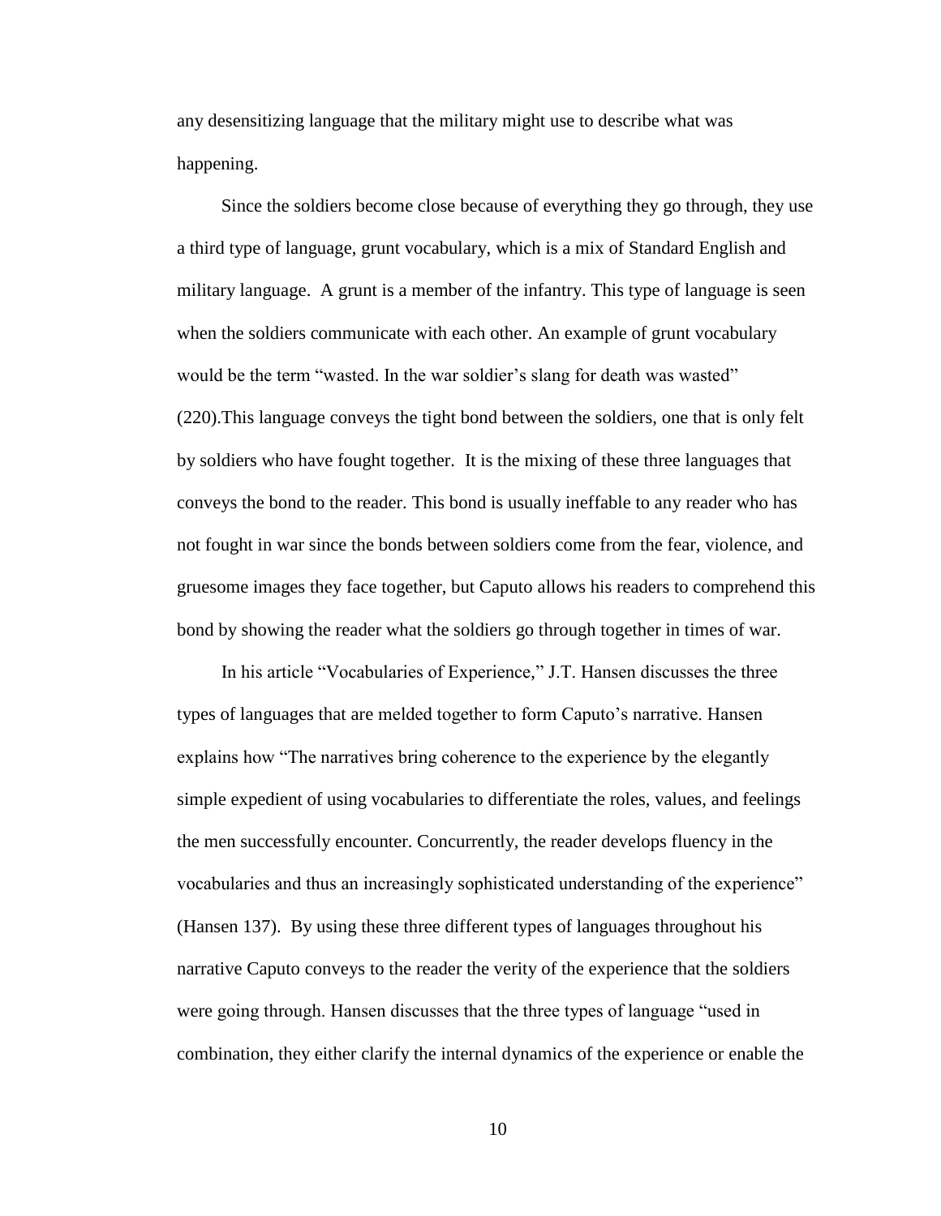any desensitizing language that the military might use to describe what was happening.

Since the soldiers become close because of everything they go through, they use a third type of language, grunt vocabulary, which is a mix of Standard English and military language. A grunt is a member of the infantry. This type of language is seen when the soldiers communicate with each other. An example of grunt vocabulary would be the term "wasted. In the war soldier's slang for death was wasted" (220).This language conveys the tight bond between the soldiers, one that is only felt by soldiers who have fought together. It is the mixing of these three languages that conveys the bond to the reader. This bond is usually ineffable to any reader who has not fought in war since the bonds between soldiers come from the fear, violence, and gruesome images they face together, but Caputo allows his readers to comprehend this bond by showing the reader what the soldiers go through together in times of war.

In his article "Vocabularies of Experience," J.T. Hansen discusses the three types of languages that are melded together to form Caputo's narrative. Hansen explains how "The narratives bring coherence to the experience by the elegantly simple expedient of using vocabularies to differentiate the roles, values, and feelings the men successfully encounter. Concurrently, the reader develops fluency in the vocabularies and thus an increasingly sophisticated understanding of the experience" (Hansen 137). By using these three different types of languages throughout his narrative Caputo conveys to the reader the verity of the experience that the soldiers were going through. Hansen discusses that the three types of language "used in combination, they either clarify the internal dynamics of the experience or enable the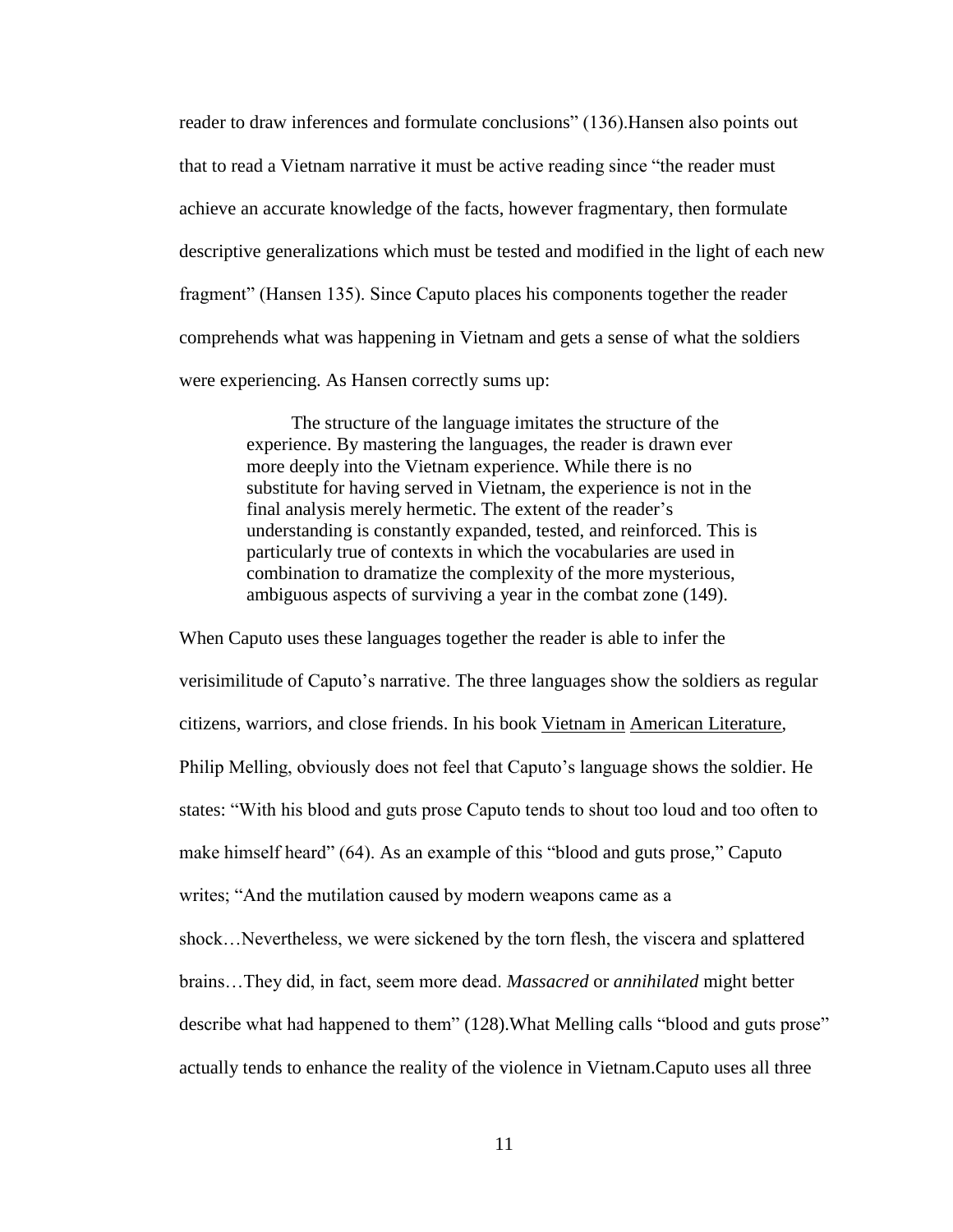reader to draw inferences and formulate conclusions" (136).Hansen also points out that to read a Vietnam narrative it must be active reading since "the reader must achieve an accurate knowledge of the facts, however fragmentary, then formulate descriptive generalizations which must be tested and modified in the light of each new fragment" (Hansen 135). Since Caputo places his components together the reader comprehends what was happening in Vietnam and gets a sense of what the soldiers were experiencing. As Hansen correctly sums up:

> The structure of the language imitates the structure of the experience. By mastering the languages, the reader is drawn ever more deeply into the Vietnam experience. While there is no substitute for having served in Vietnam, the experience is not in the final analysis merely hermetic. The extent of the reader's understanding is constantly expanded, tested, and reinforced. This is particularly true of contexts in which the vocabularies are used in combination to dramatize the complexity of the more mysterious, ambiguous aspects of surviving a year in the combat zone (149).

When Caputo uses these languages together the reader is able to infer the verisimilitude of Caputo's narrative. The three languages show the soldiers as regular citizens, warriors, and close friends. In his book <u>Vietnam in</u> <u>American Literature</u>, Philip Melling, obviously does not feel that Caputo's language shows the soldier. He states: "With his blood and guts prose Caputo tends to shout too loud and too often to make himself heard" (64). As an example of this "blood and guts prose," Caputo writes; "And the mutilation caused by modern weapons came as a shock…Nevertheless, we were sickened by the torn flesh, the viscera and splattered brains…They did, in fact, seem more dead. *Massacred* or *annihilated* might better describe what had happened to them" (128).What Melling calls "blood and guts prose" actually tends to enhance the reality of the violence in Vietnam.Caputo uses all three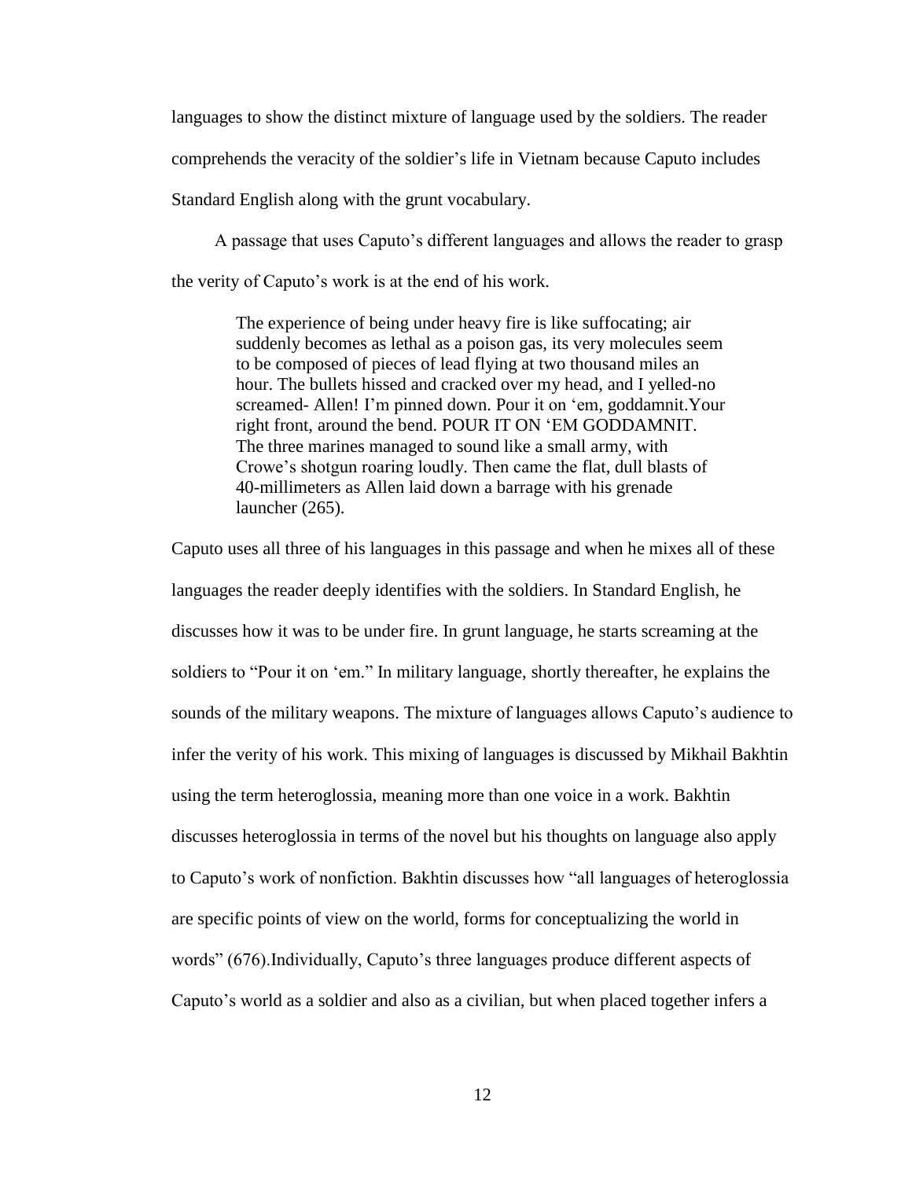languages to show the distinct mixture of language used by the soldiers. The reader comprehends the veracity of the soldier's life in Vietnam because Caputo includes Standard English along with the grunt vocabulary.

A passage that uses Caputo's different languages and allows the reader to grasp the verity of Caputo's work is at the end of his work.

> The experience of being under heavy fire is like suffocating; air suddenly becomes as lethal as a poison gas, its very molecules seem to be composed of pieces of lead flying at two thousand miles an hour. The bullets hissed and cracked over my head, and I yelled-no screamed- Allen! I'm pinned down. Pour it on 'em, goddamnit.Your right front, around the bend. POUR IT ON 'EM GODDAMNIT. The three marines managed to sound like a small army, with Crowe's shotgun roaring loudly. Then came the flat, dull blasts of 40-millimeters as Allen laid down a barrage with his grenade launcher (265).

Caputo uses all three of his languages in this passage and when he mixes all of these languages the reader deeply identifies with the soldiers. In Standard English, he discusses how it was to be under fire. In grunt language, he starts screaming at the soldiers to "Pour it on 'em." In military language, shortly thereafter, he explains the sounds of the military weapons. The mixture of languages allows Caputo's audience to infer the verity of his work. This mixing of languages is discussed by Mikhail Bakhtin using the term heteroglossia, meaning more than one voice in a work. Bakhtin discusses heteroglossia in terms of the novel but his thoughts on language also apply to Caputo's work of nonfiction. Bakhtin discusses how "all languages of heteroglossia are specific points of view on the world, forms for conceptualizing the world in words" (676).Individually, Caputo's three languages produce different aspects of Caputo's world as a soldier and also as a civilian, but when placed together infers a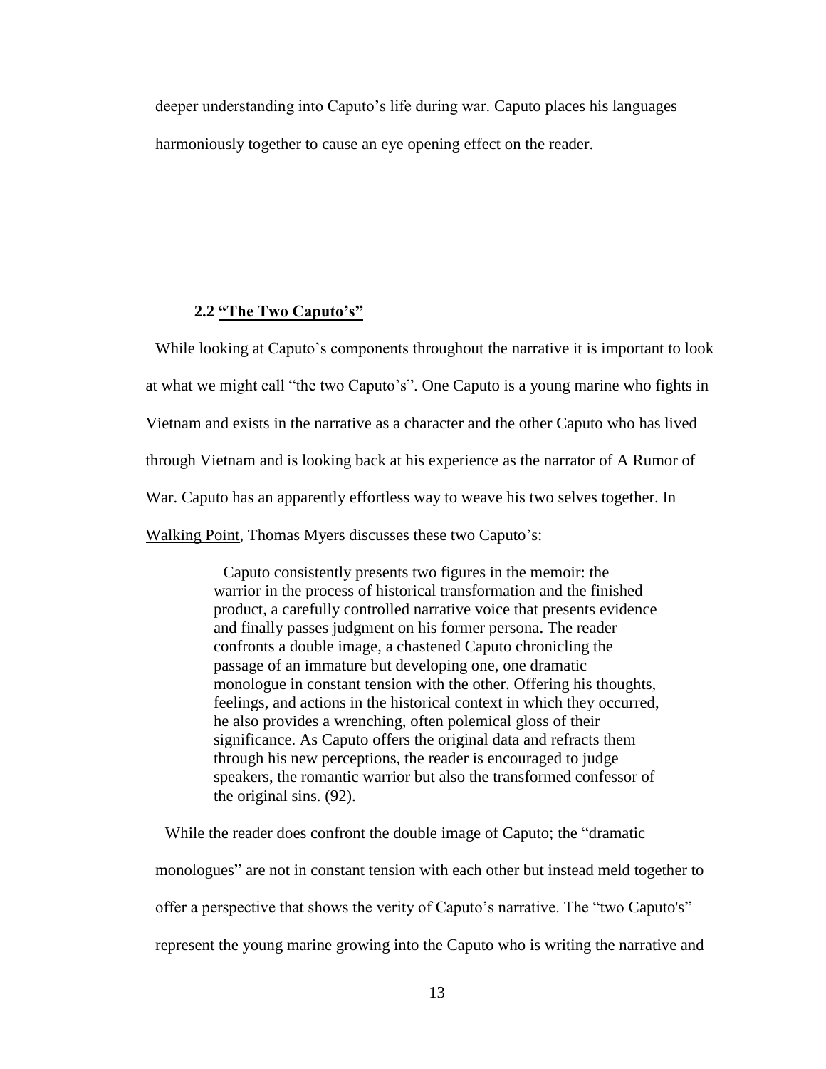deeper understanding into Caputo's life during war. Caputo places his languages harmoniously together to cause an eye opening effect on the reader.

### 2.2 "The Two Caputo's"

While looking at Caputo's components throughout the narrative it is important to look at what we might call "the two Caputo's". One Caputo is a young marine who fights in Vietnam and exists in the narrative as a character and the other Caputo who has lived through Vietnam and is looking back at his experience as the narrator of A Rumor of War. Caputo has an apparently effortless way to weave his two selves together. In Walking Point, Thomas Myers discusses these two Caputo's:

> Caputo consistently presents two figures in the memoir: the warrior in the process of historical transformation and the finished product, a carefully controlled narrative voice that presents evidence and finally passes judgment on his former persona. The reader confronts a double image, a chastened Caputo chronicling the passage of an immature but developing one, one dramatic monologue in constant tension with the other. Offering his thoughts, feelings, and actions in the historical context in which they occurred, he also provides a wrenching, often polemical gloss of their significance. As Caputo offers the original data and refracts them through his new perceptions, the reader is encouraged to judge speakers, the romantic warrior but also the transformed confessor of the original sins. (92).

While the reader does confront the double image of Caputo; the "dramatic monologues" are not in constant tension with each other but instead meld together to offer a perspective that shows the verity of Caputo's narrative. The "two Caputo's" represent the young marine growing into the Caputo who is writing the narrative and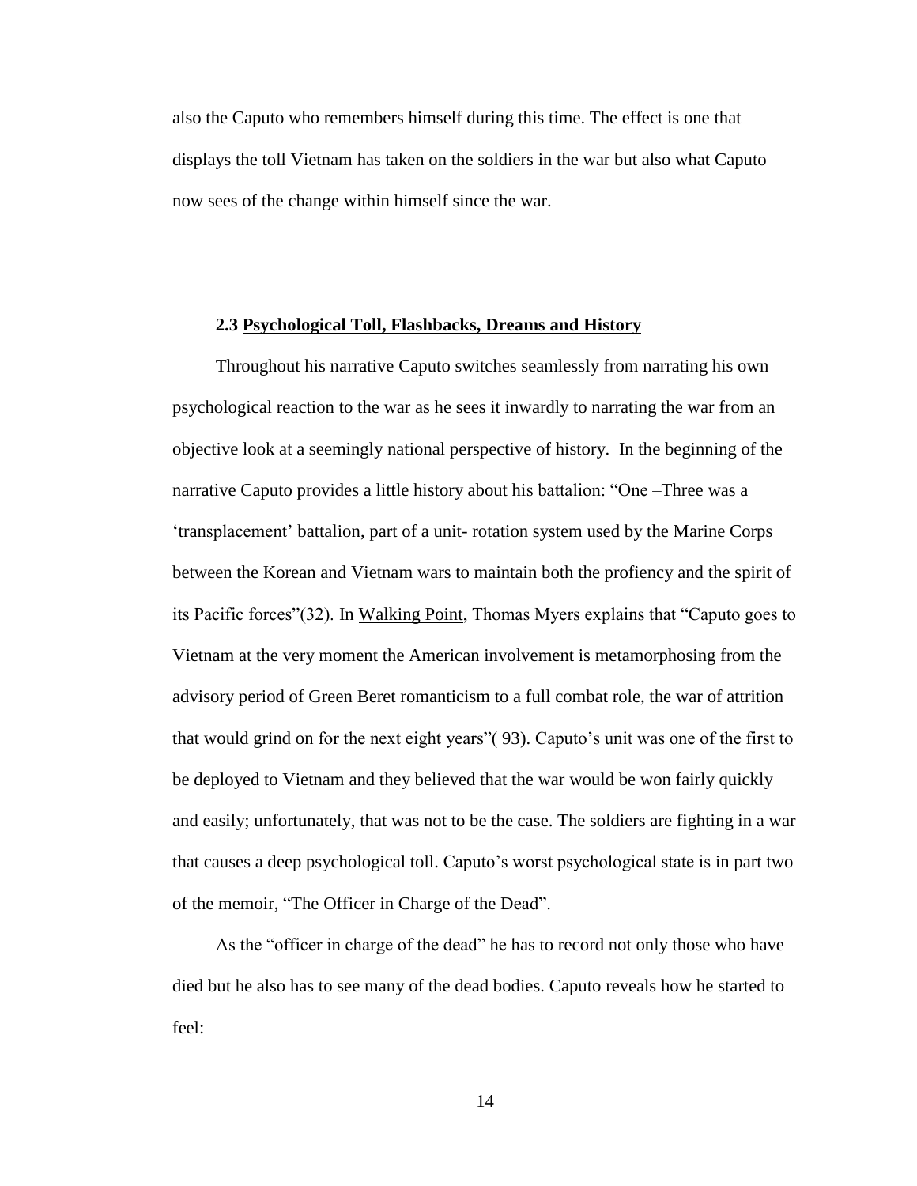also the Caputo who remembers himself during this time. The effect is one that displays the toll Vietnam has taken on the soldiers in the war but also what Caputo now sees of the change within himself since the war.

### 2.3 Psychological Toll, Flashbacks, Dreams and History

Throughout his narrative Caputo switches seamlessly from narrating his own psychological reaction to the war as he sees it inwardly to narrating the war from an objective look at a seemingly national perspective of history. In the beginning of the narrative Caputo provides a little history about his battalion: "One –Three was a 'transplacement' battalion, part of a unit- rotation system used by the Marine Corps between the Korean and Vietnam wars to maintain both the profiency and the spirit of its Pacific forces"(32). In Walking Point, Thomas Myers explains that "Caputo goes to Vietnam at the very moment the American involvement is metamorphosing from the advisory period of Green Beret romanticism to a full combat role, the war of attrition that would grind on for the next eight years"( 93). Caputo's unit was one of the first to be deployed to Vietnam and they believed that the war would be won fairly quickly and easily; unfortunately, that was not to be the case. The soldiers are fighting in a war that causes a deep psychological toll. Caputo's worst psychological state is in part two of the memoir, "The Officer in Charge of the Dead".

As the "officer in charge of the dead" he has to record not only those who have died but he also has to see many of the dead bodies. Caputo reveals how he started to feel: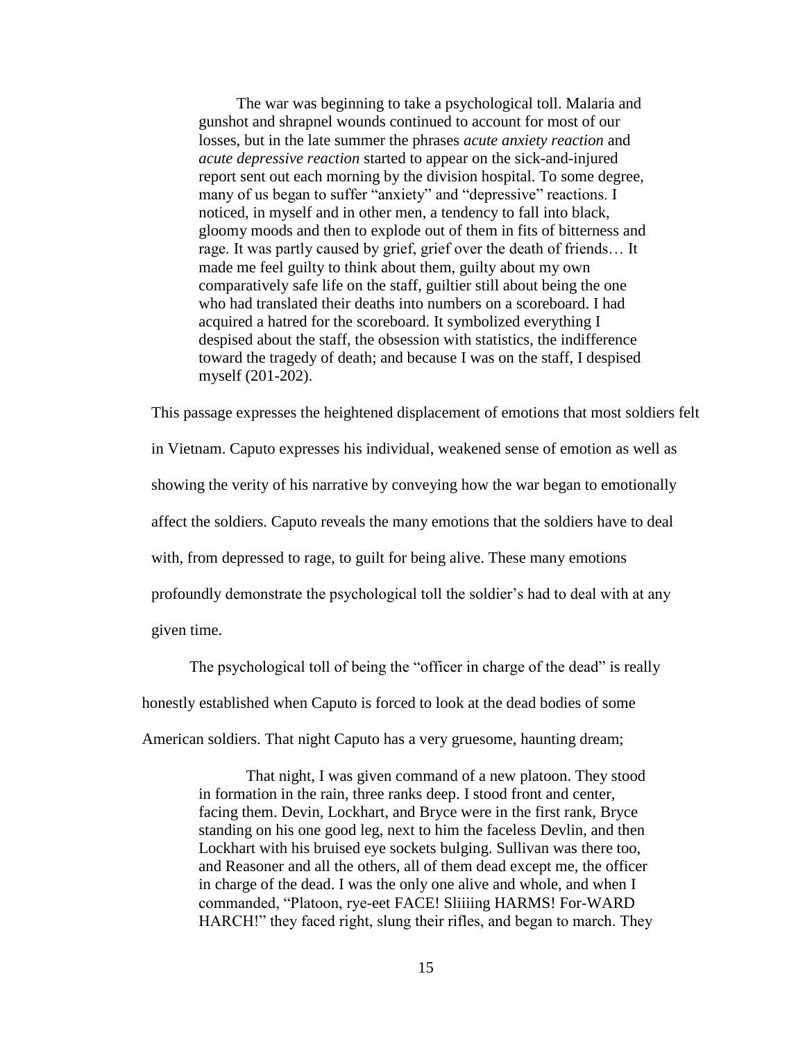> The war was beginning to take a psychological toll. Malaria and gunshot and shrapnel wounds continued to account for most of our losses, but in the late summer the phrases *acute anxiety reaction* and *acute depressive reaction* started to appear on the sick-and-injured report sent out each morning by the division hospital. To some degree, many of us began to suffer "anxiety" and "depressive" reactions. I noticed, in myself and in other men, a tendency to fall into black, gloomy moods and then to explode out of them in fits of bitterness and rage. It was partly caused by grief, grief over the death of friends… It made me feel guilty to think about them, guilty about my own comparatively safe life on the staff, guiltier still about being the one who had translated their deaths into numbers on a scoreboard. I had acquired a hatred for the scoreboard. It symbolized everything I despised about the staff, the obsession with statistics, the indifference toward the tragedy of death; and because I was on the staff, I despised myself (201-202).

This passage expresses the heightened displacement of emotions that most soldiers felt in Vietnam. Caputo expresses his individual, weakened sense of emotion as well as showing the verity of his narrative by conveying how the war began to emotionally affect the soldiers. Caputo reveals the many emotions that the soldiers have to deal with, from depressed to rage, to guilt for being alive. These many emotions profoundly demonstrate the psychological toll the soldier's had to deal with at any given time.

The psychological toll of being the "officer in charge of the dead" is really honestly established when Caputo is forced to look at the dead bodies of some American soldiers. That night Caputo has a very gruesome, haunting dream;

> That night, I was given command of a new platoon. They stood in formation in the rain, three ranks deep. I stood front and center, facing them. Devin, Lockhart, and Bryce were in the first rank, Bryce standing on his one good leg, next to him the faceless Devlin, and then Lockhart with his bruised eye sockets bulging. Sullivan was there too, and Reasoner and all the others, all of them dead except me, the officer in charge of the dead. I was the only one alive and whole, and when I commanded, "Platoon, rye-eet FACE! Sliiiing HARMS! For-WARD HARCH!" they faced right, slung their rifles, and began to march. They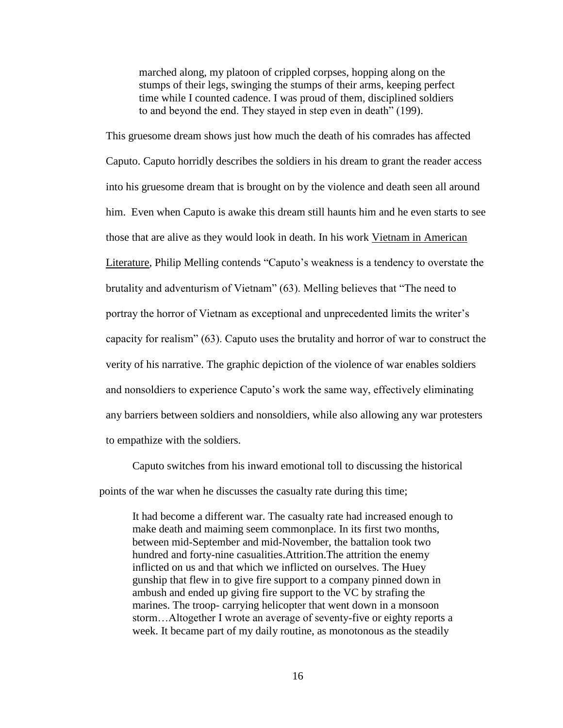> marched along, my platoon of crippled corpses, hopping along on the stumps of their legs, swinging the stumps of their arms, keeping perfect time while I counted cadence. I was proud of them, disciplined soldiers to and beyond the end. They stayed in step even in death" (199).

This gruesome dream shows just how much the death of his comrades has affected Caputo. Caputo horridly describes the soldiers in his dream to grant the reader access into his gruesome dream that is brought on by the violence and death seen all around him. Even when Caputo is awake this dream still haunts him and he even starts to see those that are alive as they would look in death. In his work Vietnam in American Literature, Philip Melling contends "Caputo's weakness is a tendency to overstate the brutality and adventurism of Vietnam" (63). Melling believes that "The need to portray the horror of Vietnam as exceptional and unprecedented limits the writer's capacity for realism" (63). Caputo uses the brutality and horror of war to construct the verity of his narrative. The graphic depiction of the violence of war enables soldiers and nonsoldiers to experience Caputo's work the same way, effectively eliminating any barriers between soldiers and nonsoldiers, while also allowing any war protesters to empathize with the soldiers.

Caputo switches from his inward emotional toll to discussing the historical points of the war when he discusses the casualty rate during this time;

> It had become a different war. The casualty rate had increased enough to make death and maiming seem commonplace. In its first two months, between mid-September and mid-November, the battalion took two hundred and forty-nine casualities.Attrition.The attrition the enemy inflicted on us and that which we inflicted on ourselves. The Huey gunship that flew in to give fire support to a company pinned down in ambush and ended up giving fire support to the VC by strafing the marines. The troop- carrying helicopter that went down in a monsoon storm…Altogether I wrote an average of seventy-five or eighty reports a week. It became part of my daily routine, as monotonous as the steadily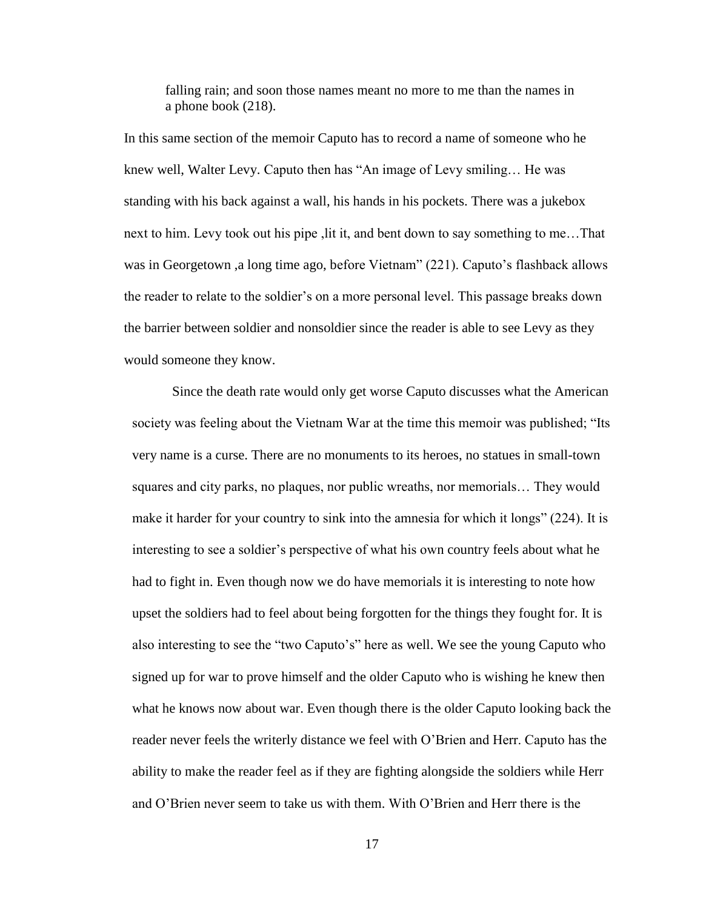falling rain; and soon those names meant no more to me than the names in a phone book (218).

In this same section of the memoir Caputo has to record a name of someone who he knew well, Walter Levy. Caputo then has "An image of Levy smiling… He was standing with his back against a wall, his hands in his pockets. There was a jukebox next to him. Levy took out his pipe ,lit it, and bent down to say something to me…That was in Georgetown ,a long time ago, before Vietnam" (221). Caputo's flashback allows the reader to relate to the soldier's on a more personal level. This passage breaks down the barrier between soldier and nonsoldier since the reader is able to see Levy as they would someone they know.

Since the death rate would only get worse Caputo discusses what the American society was feeling about the Vietnam War at the time this memoir was published; "Its very name is a curse. There are no monuments to its heroes, no statues in small-town squares and city parks, no plaques, nor public wreaths, nor memorials… They would make it harder for your country to sink into the amnesia for which it longs" (224). It is interesting to see a soldier's perspective of what his own country feels about what he had to fight in. Even though now we do have memorials it is interesting to note how upset the soldiers had to feel about being forgotten for the things they fought for. It is also interesting to see the "two Caputo's" here as well. We see the young Caputo who signed up for war to prove himself and the older Caputo who is wishing he knew then what he knows now about war. Even though there is the older Caputo looking back the reader never feels the writerly distance we feel with O'Brien and Herr. Caputo has the ability to make the reader feel as if they are fighting alongside the soldiers while Herr and O'Brien never seem to take us with them. With O'Brien and Herr there is the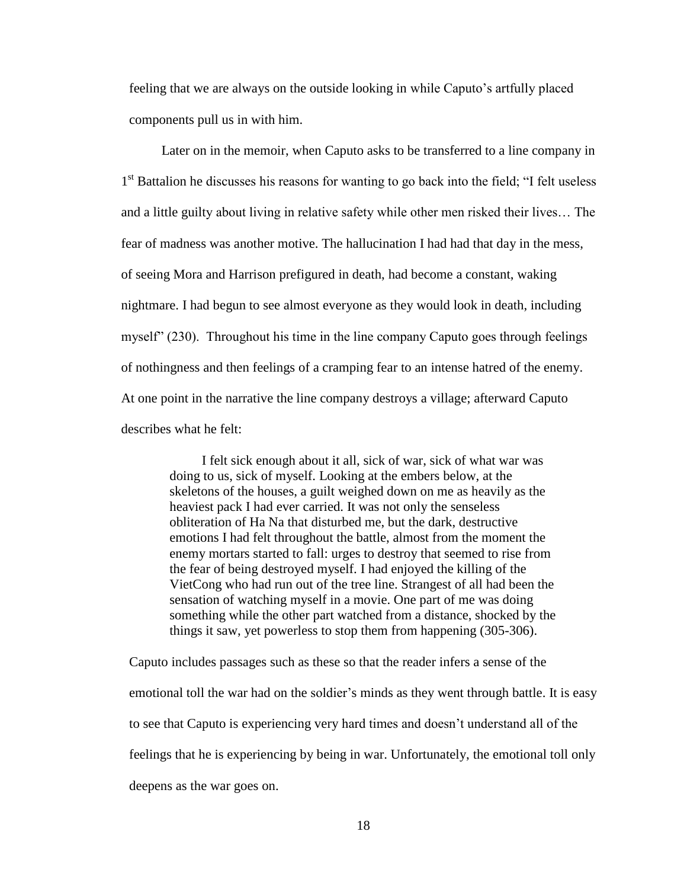feeling that we are always on the outside looking in while Caputo's artfully placed components pull us in with him.

Later on in the memoir, when Caputo asks to be transferred to a line company in 1st Battalion he discusses his reasons for wanting to go back into the field; "I felt useless and a little guilty about living in relative safety while other men risked their lives… The fear of madness was another motive. The hallucination I had had that day in the mess, of seeing Mora and Harrison prefigured in death, had become a constant, waking nightmare. I had begun to see almost everyone as they would look in death, including myself" (230). Throughout his time in the line company Caputo goes through feelings of nothingness and then feelings of a cramping fear to an intense hatred of the enemy. At one point in the narrative the line company destroys a village; afterward Caputo describes what he felt:

> I felt sick enough about it all, sick of war, sick of what war was doing to us, sick of myself. Looking at the embers below, at the skeletons of the houses, a guilt weighed down on me as heavily as the heaviest pack I had ever carried. It was not only the senseless obliteration of Ha Na that disturbed me, but the dark, destructive emotions I had felt throughout the battle, almost from the moment the enemy mortars started to fall: urges to destroy that seemed to rise from the fear of being destroyed myself. I had enjoyed the killing of the VietCong who had run out of the tree line. Strangest of all had been the sensation of watching myself in a movie. One part of me was doing something while the other part watched from a distance, shocked by the things it saw, yet powerless to stop them from happening (305-306).

Caputo includes passages such as these so that the reader infers a sense of the emotional toll the war had on the soldier's minds as they went through battle. It is easy to see that Caputo is experiencing very hard times and doesn't understand all of the feelings that he is experiencing by being in war. Unfortunately, the emotional toll only deepens as the war goes on.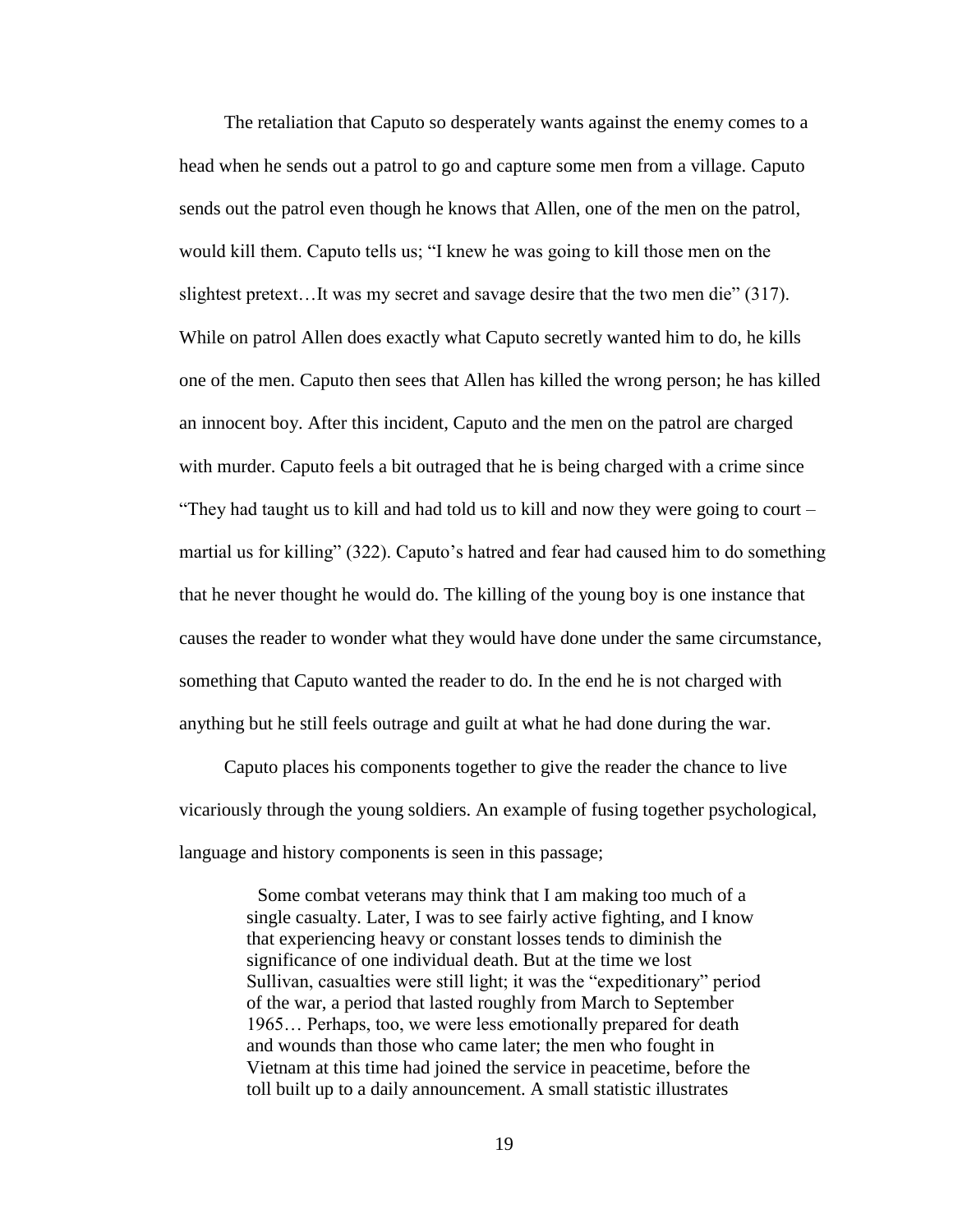The retaliation that Caputo so desperately wants against the enemy comes to a head when he sends out a patrol to go and capture some men from a village. Caputo sends out the patrol even though he knows that Allen, one of the men on the patrol, would kill them. Caputo tells us; "I knew he was going to kill those men on the slightest pretext…It was my secret and savage desire that the two men die" (317). While on patrol Allen does exactly what Caputo secretly wanted him to do, he kills one of the men. Caputo then sees that Allen has killed the wrong person; he has killed an innocent boy. After this incident, Caputo and the men on the patrol are charged with murder. Caputo feels a bit outraged that he is being charged with a crime since "They had taught us to kill and had told us to kill and now they were going to court – martial us for killing" (322). Caputo's hatred and fear had caused him to do something that he never thought he would do. The killing of the young boy is one instance that causes the reader to wonder what they would have done under the same circumstance, something that Caputo wanted the reader to do. In the end he is not charged with anything but he still feels outrage and guilt at what he had done during the war.

Caputo places his components together to give the reader the chance to live vicariously through the young soldiers. An example of fusing together psychological, language and history components is seen in this passage;

> Some combat veterans may think that I am making too much of a single casualty. Later, I was to see fairly active fighting, and I know that experiencing heavy or constant losses tends to diminish the significance of one individual death. But at the time we lost Sullivan, casualties were still light; it was the "expeditionary" period of the war, a period that lasted roughly from March to September 1965… Perhaps, too, we were less emotionally prepared for death and wounds than those who came later; the men who fought in Vietnam at this time had joined the service in peacetime, before the toll built up to a daily announcement. A small statistic illustrates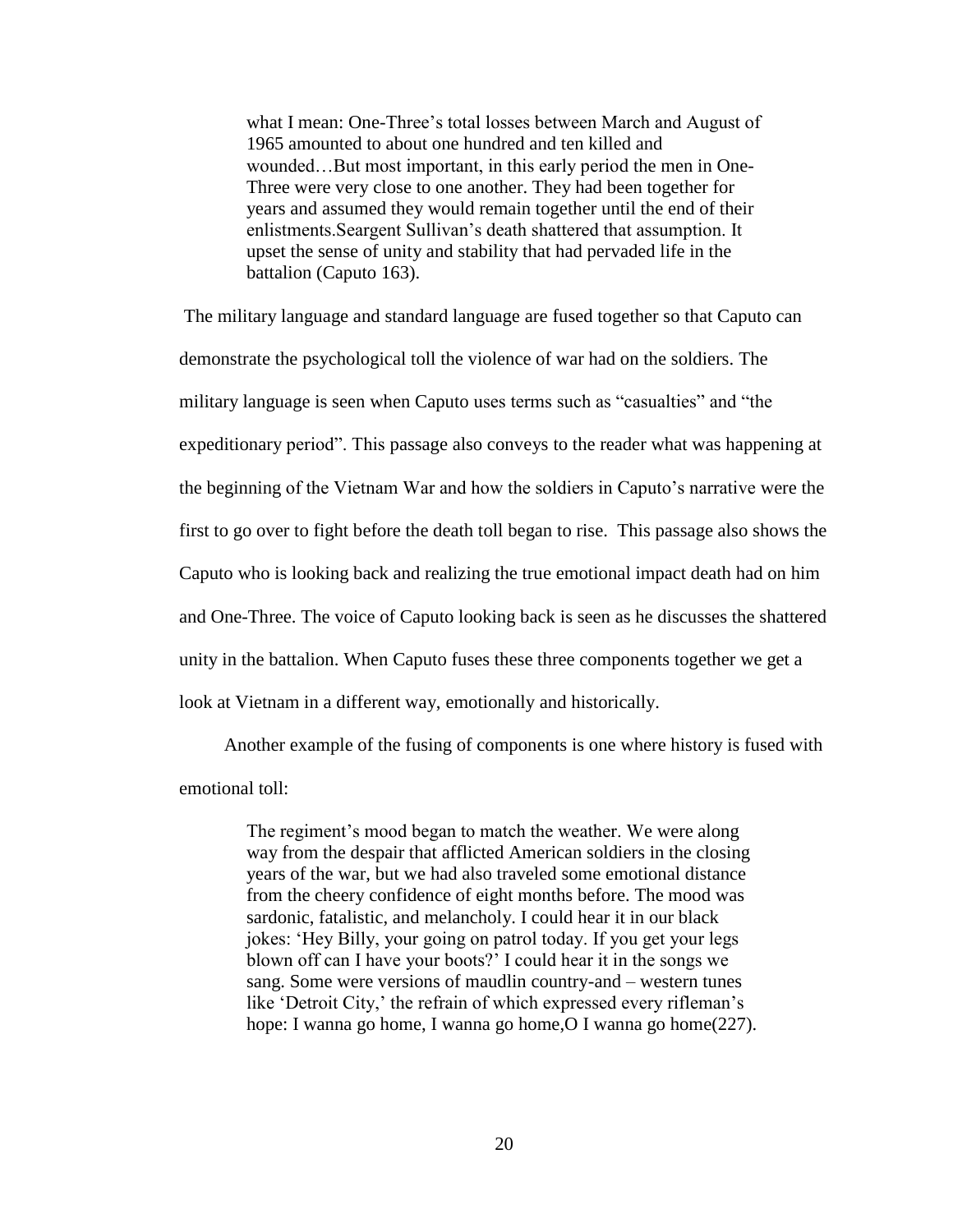> what I mean: One-Three's total losses between March and August of 1965 amounted to about one hundred and ten killed and wounded…But most important, in this early period the men in One-Three were very close to one another. They had been together for years and assumed they would remain together until the end of their enlistments.Seargent Sullivan's death shattered that assumption. It upset the sense of unity and stability that had pervaded life in the battalion (Caputo 163).

The military language and standard language are fused together so that Caputo can demonstrate the psychological toll the violence of war had on the soldiers. The military language is seen when Caputo uses terms such as "casualties" and "the expeditionary period". This passage also conveys to the reader what was happening at the beginning of the Vietnam War and how the soldiers in Caputo's narrative were the first to go over to fight before the death toll began to rise. This passage also shows the Caputo who is looking back and realizing the true emotional impact death had on him and One-Three. The voice of Caputo looking back is seen as he discusses the shattered unity in the battalion. When Caputo fuses these three components together we get a look at Vietnam in a different way, emotionally and historically.

Another example of the fusing of components is one where history is fused with emotional toll:

> The regiment's mood began to match the weather. We were along way from the despair that afflicted American soldiers in the closing years of the war, but we had also traveled some emotional distance from the cheery confidence of eight months before. The mood was sardonic, fatalistic, and melancholy. I could hear it in our black jokes: 'Hey Billy, your going on patrol today. If you get your legs blown off can I have your boots?' I could hear it in the songs we sang. Some were versions of maudlin country-and – western tunes like 'Detroit City,' the refrain of which expressed every rifleman's hope: I wanna go home, I wanna go home,O I wanna go home(227).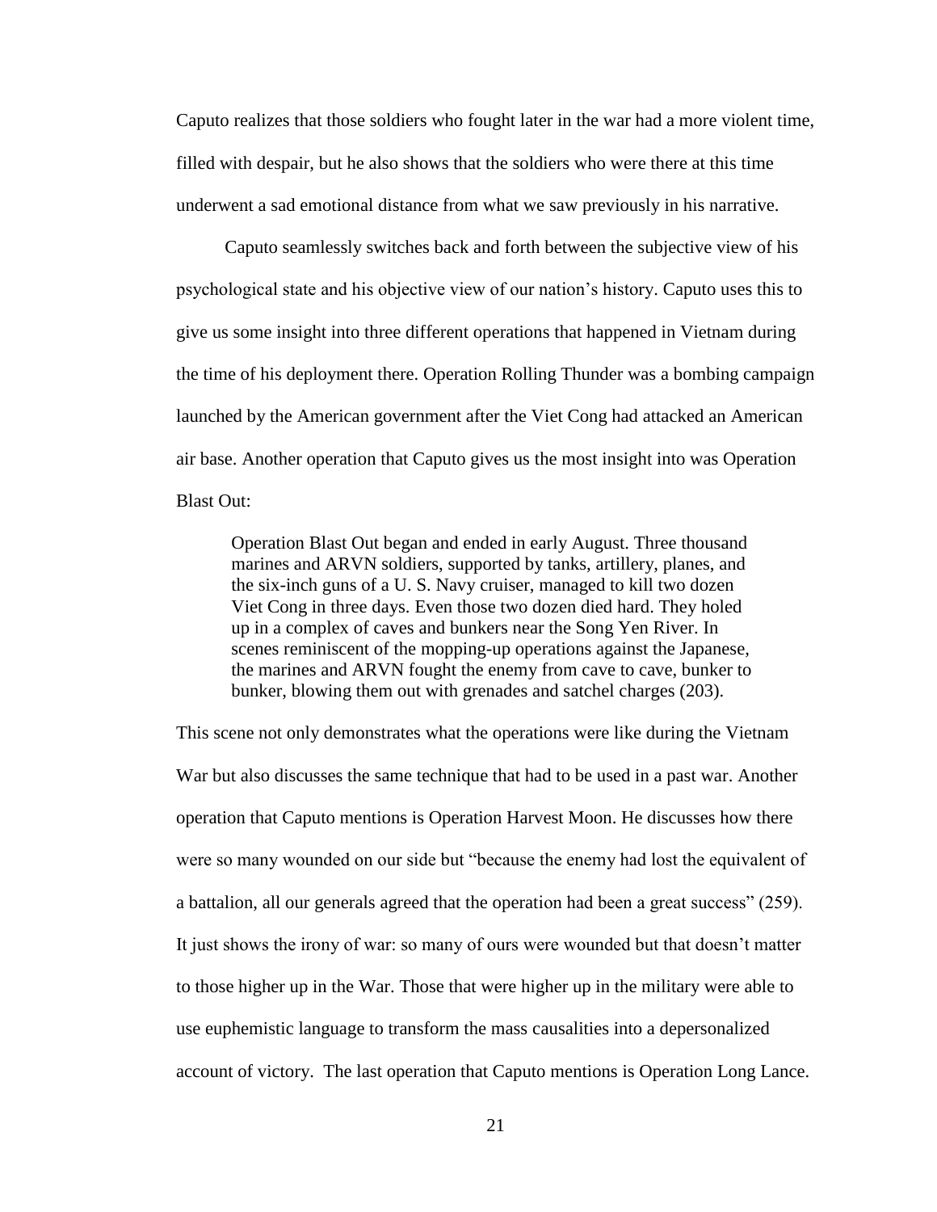Caputo realizes that those soldiers who fought later in the war had a more violent time, filled with despair, but he also shows that the soldiers who were there at this time underwent a sad emotional distance from what we saw previously in his narrative.

Caputo seamlessly switches back and forth between the subjective view of his psychological state and his objective view of our nation's history. Caputo uses this to give us some insight into three different operations that happened in Vietnam during the time of his deployment there. Operation Rolling Thunder was a bombing campaign launched by the American government after the Viet Cong had attacked an American air base. Another operation that Caputo gives us the most insight into was Operation Blast Out:

> Operation Blast Out began and ended in early August. Three thousand marines and ARVN soldiers, supported by tanks, artillery, planes, and the six-inch guns of a U. S. Navy cruiser, managed to kill two dozen Viet Cong in three days. Even those two dozen died hard. They holed up in a complex of caves and bunkers near the Song Yen River. In scenes reminiscent of the mopping-up operations against the Japanese, the marines and ARVN fought the enemy from cave to cave, bunker to bunker, blowing them out with grenades and satchel charges (203).

This scene not only demonstrates what the operations were like during the Vietnam War but also discusses the same technique that had to be used in a past war. Another operation that Caputo mentions is Operation Harvest Moon. He discusses how there were so many wounded on our side but "because the enemy had lost the equivalent of a battalion, all our generals agreed that the operation had been a great success" (259). It just shows the irony of war: so many of ours were wounded but that doesn't matter to those higher up in the War. Those that were higher up in the military were able to use euphemistic language to transform the mass causalities into a depersonalized account of victory. The last operation that Caputo mentions is Operation Long Lance.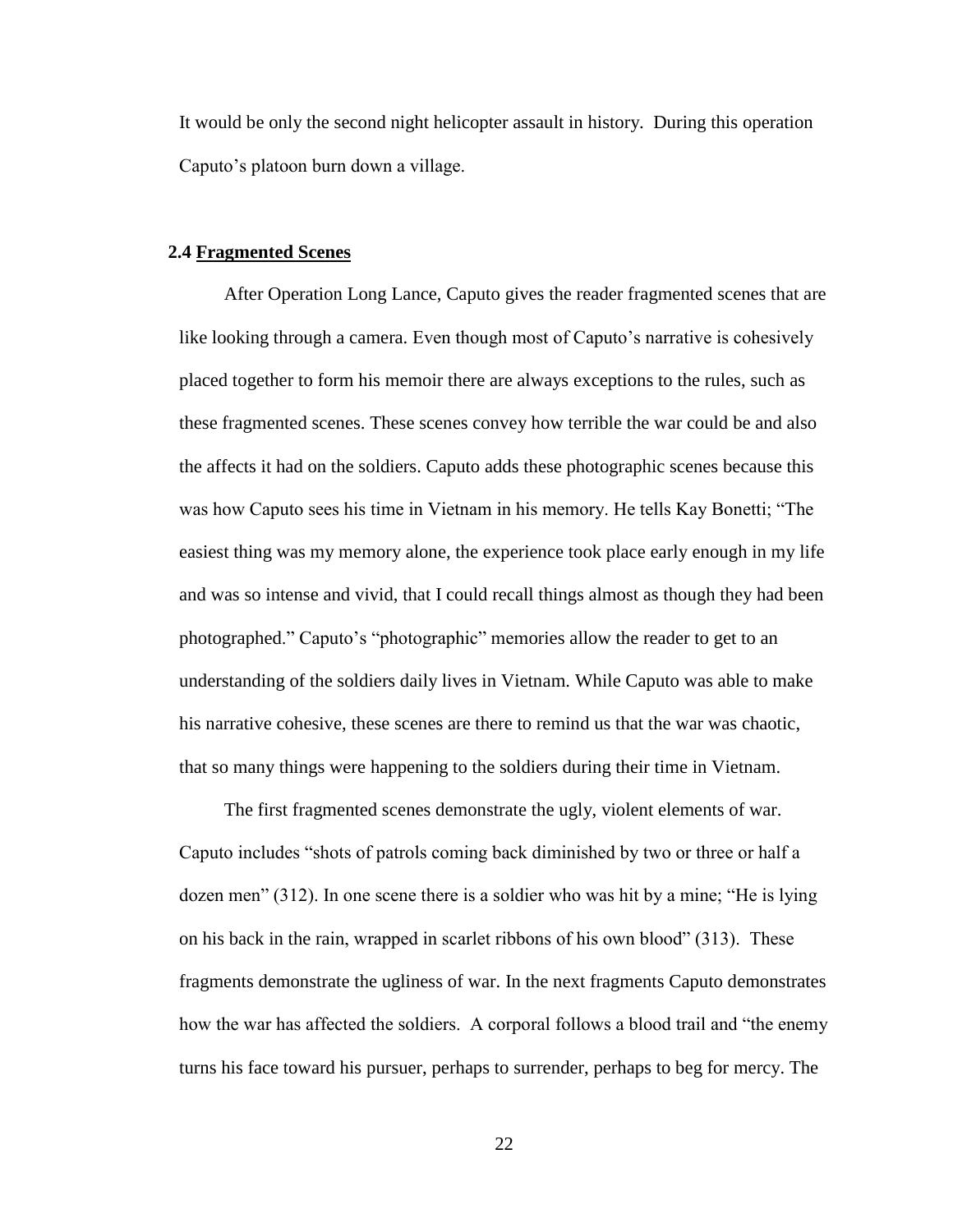It would be only the second night helicopter assault in history. During this operation Caputo's platoon burn down a village.

### 2.4 <u>Fragmented Scenes</u>

After Operation Long Lance, Caputo gives the reader fragmented scenes that are like looking through a camera. Even though most of Caputo's narrative is cohesively placed together to form his memoir there are always exceptions to the rules, such as these fragmented scenes. These scenes convey how terrible the war could be and also the affects it had on the soldiers. Caputo adds these photographic scenes because this was how Caputo sees his time in Vietnam in his memory. He tells Kay Bonetti; "The easiest thing was my memory alone, the experience took place early enough in my life and was so intense and vivid, that I could recall things almost as though they had been photographed." Caputo's "photographic" memories allow the reader to get to an understanding of the soldiers daily lives in Vietnam. While Caputo was able to make his narrative cohesive, these scenes are there to remind us that the war was chaotic, that so many things were happening to the soldiers during their time in Vietnam.

The first fragmented scenes demonstrate the ugly, violent elements of war. Caputo includes "shots of patrols coming back diminished by two or three or half a dozen men" (312). In one scene there is a soldier who was hit by a mine; "He is lying on his back in the rain, wrapped in scarlet ribbons of his own blood" (313). These fragments demonstrate the ugliness of war. In the next fragments Caputo demonstrates how the war has affected the soldiers. A corporal follows a blood trail and "the enemy turns his face toward his pursuer, perhaps to surrender, perhaps to beg for mercy. The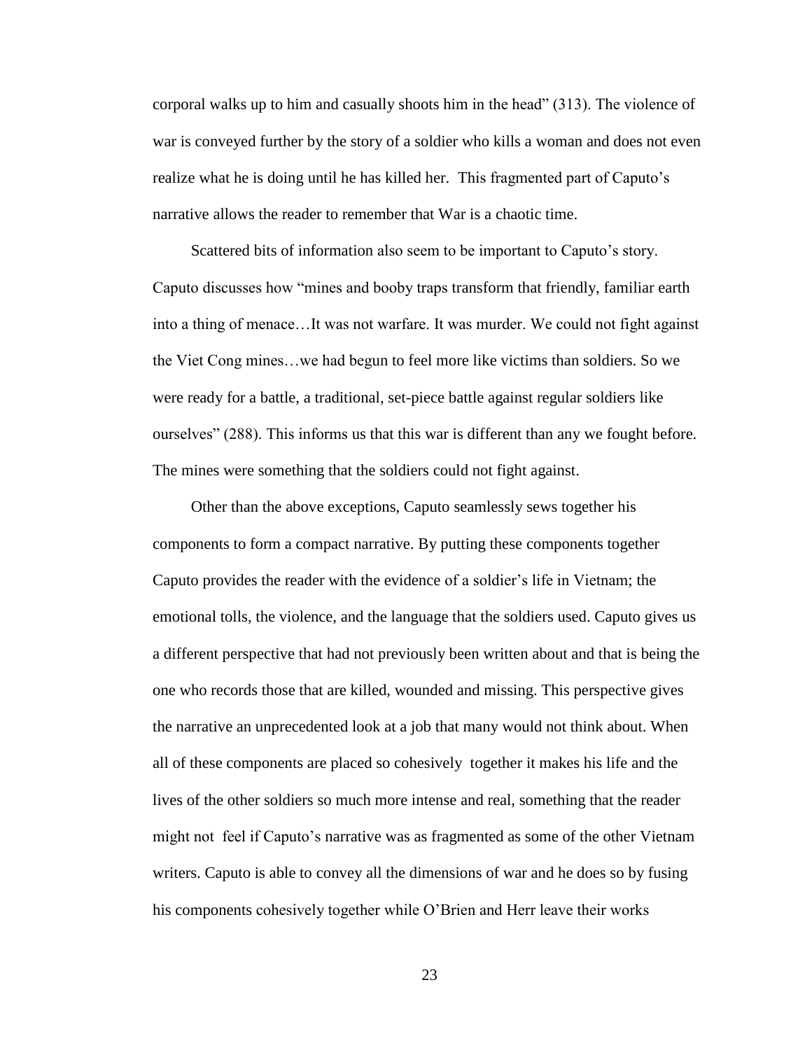corporal walks up to him and casually shoots him in the head" (313). The violence of war is conveyed further by the story of a soldier who kills a woman and does not even realize what he is doing until he has killed her. This fragmented part of Caputo's narrative allows the reader to remember that War is a chaotic time.

Scattered bits of information also seem to be important to Caputo's story. Caputo discusses how "mines and booby traps transform that friendly, familiar earth into a thing of menace…It was not warfare. It was murder. We could not fight against the Viet Cong mines…we had begun to feel more like victims than soldiers. So we were ready for a battle, a traditional, set-piece battle against regular soldiers like ourselves" (288). This informs us that this war is different than any we fought before. The mines were something that the soldiers could not fight against.

Other than the above exceptions, Caputo seamlessly sews together his components to form a compact narrative. By putting these components together Caputo provides the reader with the evidence of a soldier's life in Vietnam; the emotional tolls, the violence, and the language that the soldiers used. Caputo gives us a different perspective that had not previously been written about and that is being the one who records those that are killed, wounded and missing. This perspective gives the narrative an unprecedented look at a job that many would not think about. When all of these components are placed so cohesively together it makes his life and the lives of the other soldiers so much more intense and real, something that the reader might not feel if Caputo's narrative was as fragmented as some of the other Vietnam writers. Caputo is able to convey all the dimensions of war and he does so by fusing his components cohesively together while O'Brien and Herr leave their works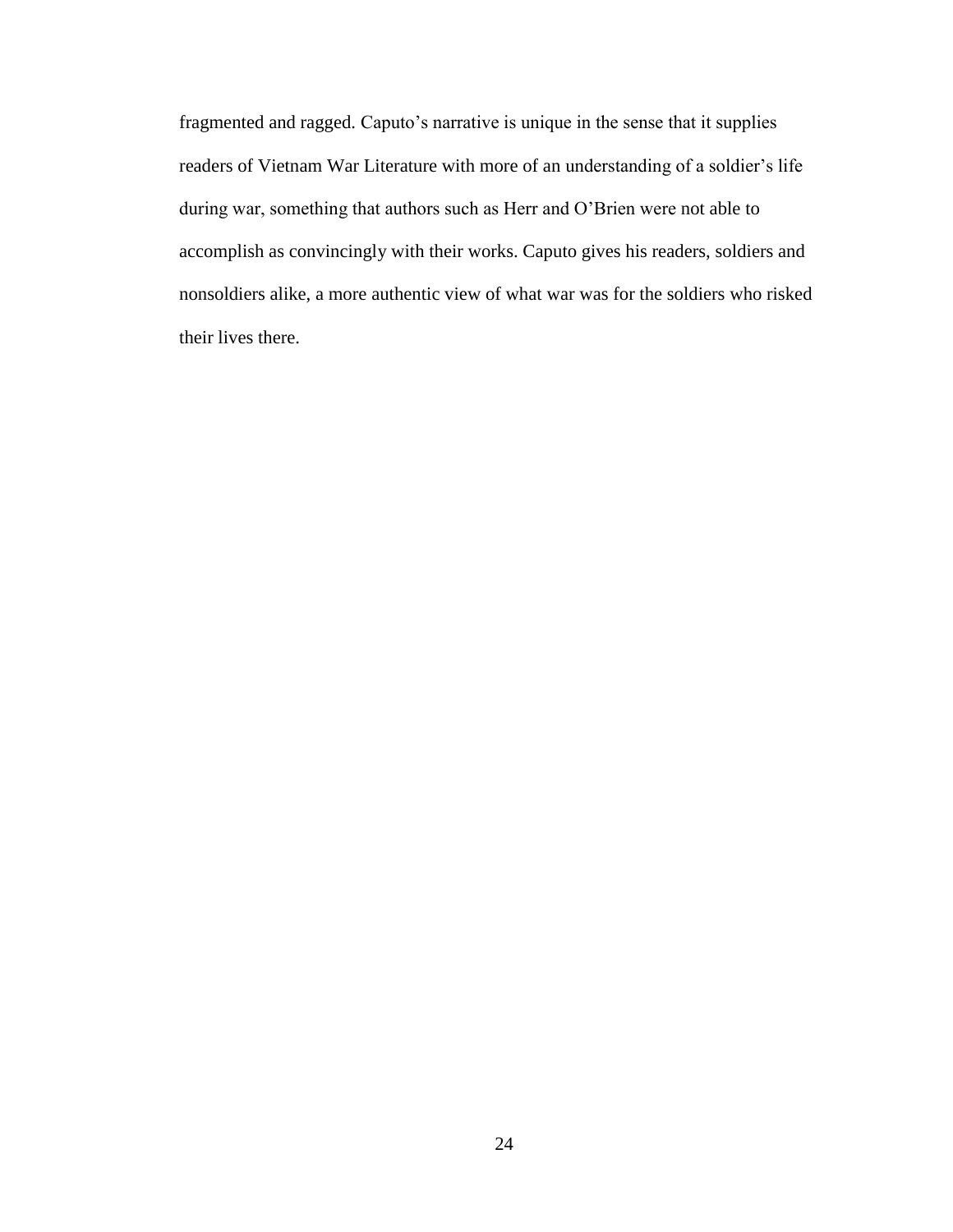fragmented and ragged. Caputo's narrative is unique in the sense that it supplies readers of Vietnam War Literature with more of an understanding of a soldier's life during war, something that authors such as Herr and O'Brien were not able to accomplish as convincingly with their works. Caputo gives his readers, soldiers and nonsoldiers alike, a more authentic view of what war was for the soldiers who risked their lives there.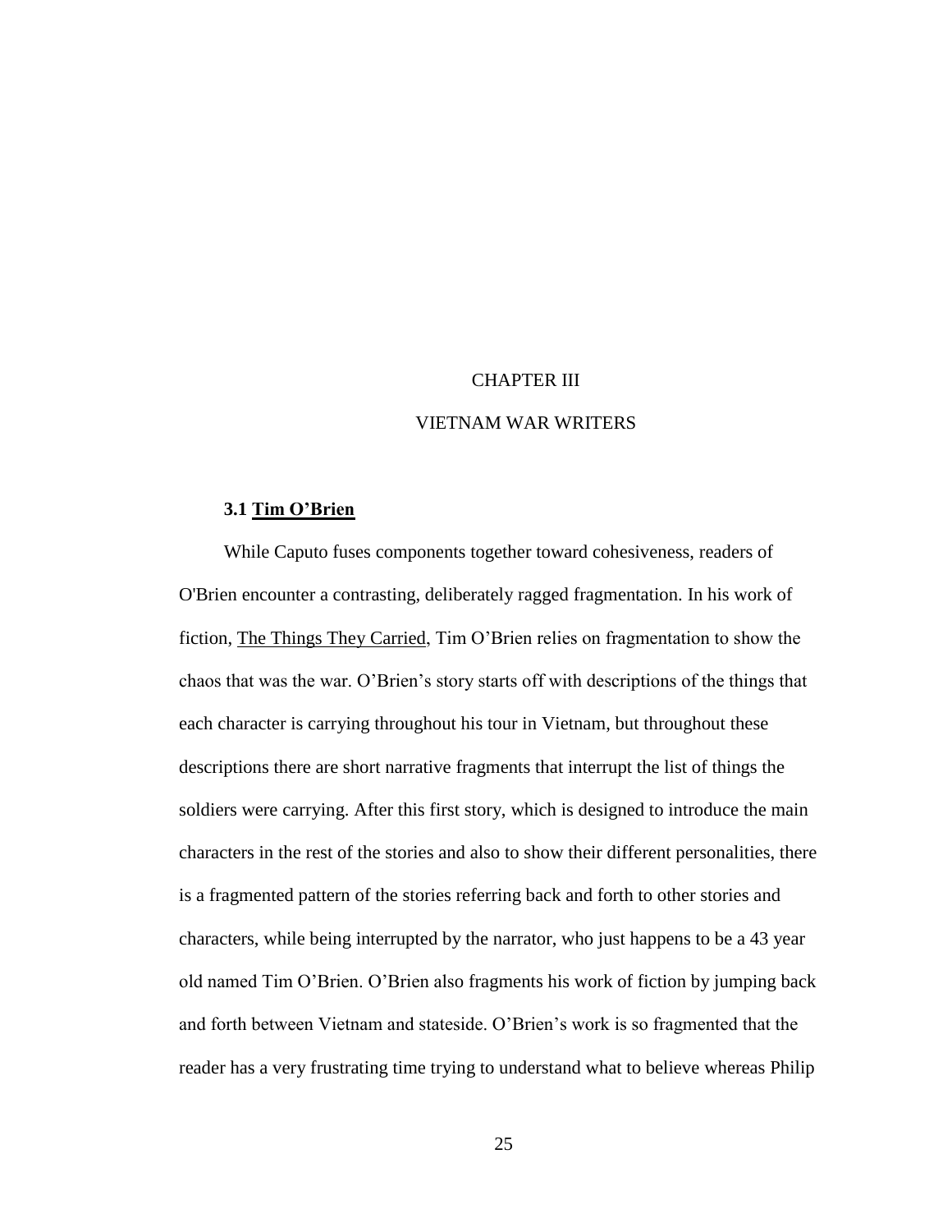# CHAPTER III

# VIETNAM WAR WRITERS

### 3.1 Tim O'Brien

While Caputo fuses components together toward cohesiveness, readers of O'Brien encounter a contrasting, deliberately ragged fragmentation. In his work of fiction, The Things They Carried, Tim O'Brien relies on fragmentation to show the chaos that was the war. O'Brien's story starts off with descriptions of the things that each character is carrying throughout his tour in Vietnam, but throughout these descriptions there are short narrative fragments that interrupt the list of things the soldiers were carrying. After this first story, which is designed to introduce the main characters in the rest of the stories and also to show their different personalities, there is a fragmented pattern of the stories referring back and forth to other stories and characters, while being interrupted by the narrator, who just happens to be a 43 year old named Tim O'Brien. O'Brien also fragments his work of fiction by jumping back and forth between Vietnam and stateside. O'Brien's work is so fragmented that the reader has a very frustrating time trying to understand what to believe whereas Philip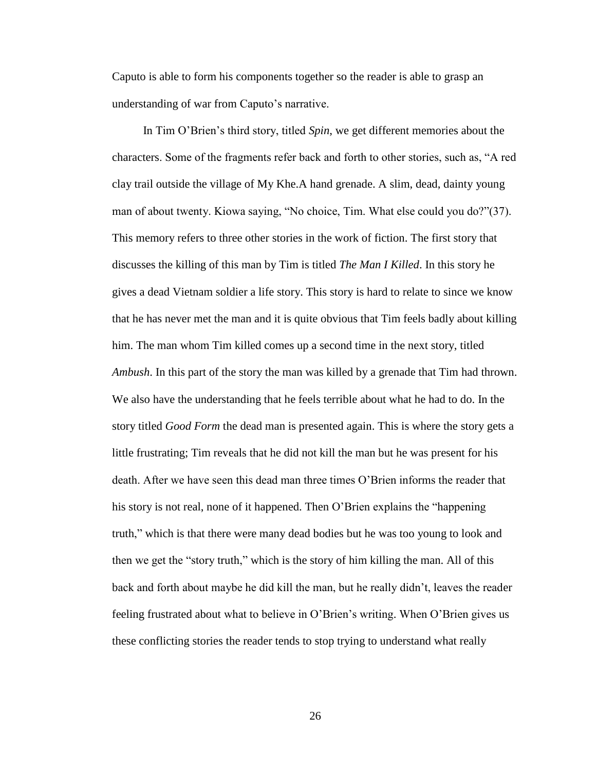Caputo is able to form his components together so the reader is able to grasp an understanding of war from Caputo's narrative.

In Tim O'Brien's third story, titled *Spin*, we get different memories about the characters. Some of the fragments refer back and forth to other stories, such as, "A red clay trail outside the village of My Khe.A hand grenade. A slim, dead, dainty young man of about twenty. Kiowa saying, "No choice, Tim. What else could you do?"(37). This memory refers to three other stories in the work of fiction. The first story that discusses the killing of this man by Tim is titled *The Man I Killed*. In this story he gives a dead Vietnam soldier a life story. This story is hard to relate to since we know that he has never met the man and it is quite obvious that Tim feels badly about killing him. The man whom Tim killed comes up a second time in the next story, titled *Ambush*. In this part of the story the man was killed by a grenade that Tim had thrown. We also have the understanding that he feels terrible about what he had to do. In the story titled *Good Form* the dead man is presented again. This is where the story gets a little frustrating; Tim reveals that he did not kill the man but he was present for his death. After we have seen this dead man three times O'Brien informs the reader that his story is not real, none of it happened. Then O'Brien explains the "happening truth," which is that there were many dead bodies but he was too young to look and then we get the "story truth," which is the story of him killing the man. All of this back and forth about maybe he did kill the man, but he really didn't, leaves the reader feeling frustrated about what to believe in O'Brien's writing. When O'Brien gives us these conflicting stories the reader tends to stop trying to understand what really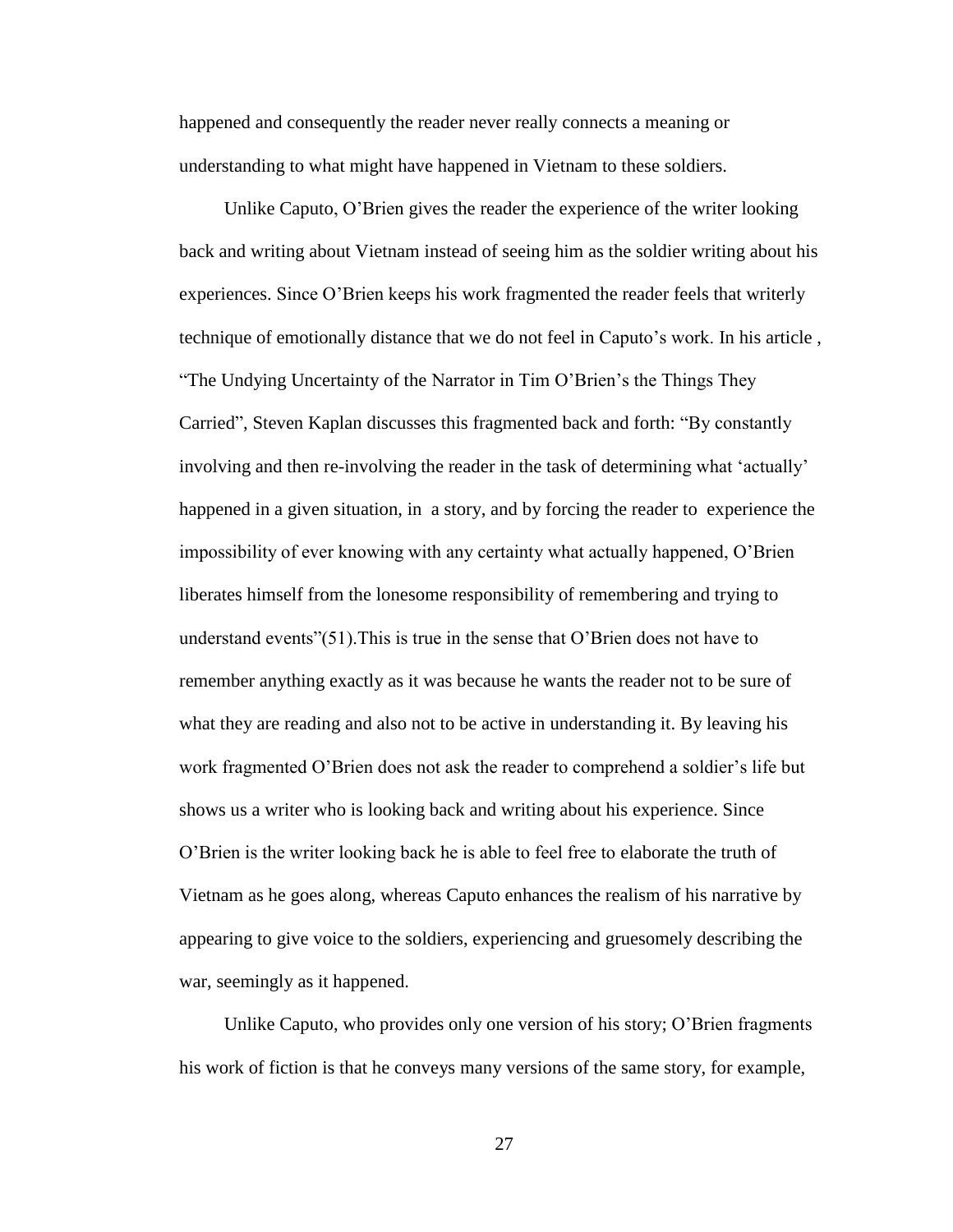happened and consequently the reader never really connects a meaning or understanding to what might have happened in Vietnam to these soldiers.

Unlike Caputo, O'Brien gives the reader the experience of the writer looking back and writing about Vietnam instead of seeing him as the soldier writing about his experiences. Since O'Brien keeps his work fragmented the reader feels that writerly technique of emotionally distance that we do not feel in Caputo's work. In his article , "The Undying Uncertainty of the Narrator in Tim O'Brien's the Things They Carried", Steven Kaplan discusses this fragmented back and forth: "By constantly involving and then re-involving the reader in the task of determining what 'actually' happened in a given situation, in a story, and by forcing the reader to experience the impossibility of ever knowing with any certainty what actually happened, O'Brien liberates himself from the lonesome responsibility of remembering and trying to understand events"(51).This is true in the sense that O'Brien does not have to remember anything exactly as it was because he wants the reader not to be sure of what they are reading and also not to be active in understanding it. By leaving his work fragmented O'Brien does not ask the reader to comprehend a soldier's life but shows us a writer who is looking back and writing about his experience. Since O'Brien is the writer looking back he is able to feel free to elaborate the truth of Vietnam as he goes along, whereas Caputo enhances the realism of his narrative by appearing to give voice to the soldiers, experiencing and gruesomely describing the war, seemingly as it happened.

Unlike Caputo, who provides only one version of his story; O'Brien fragments his work of fiction is that he conveys many versions of the same story, for example,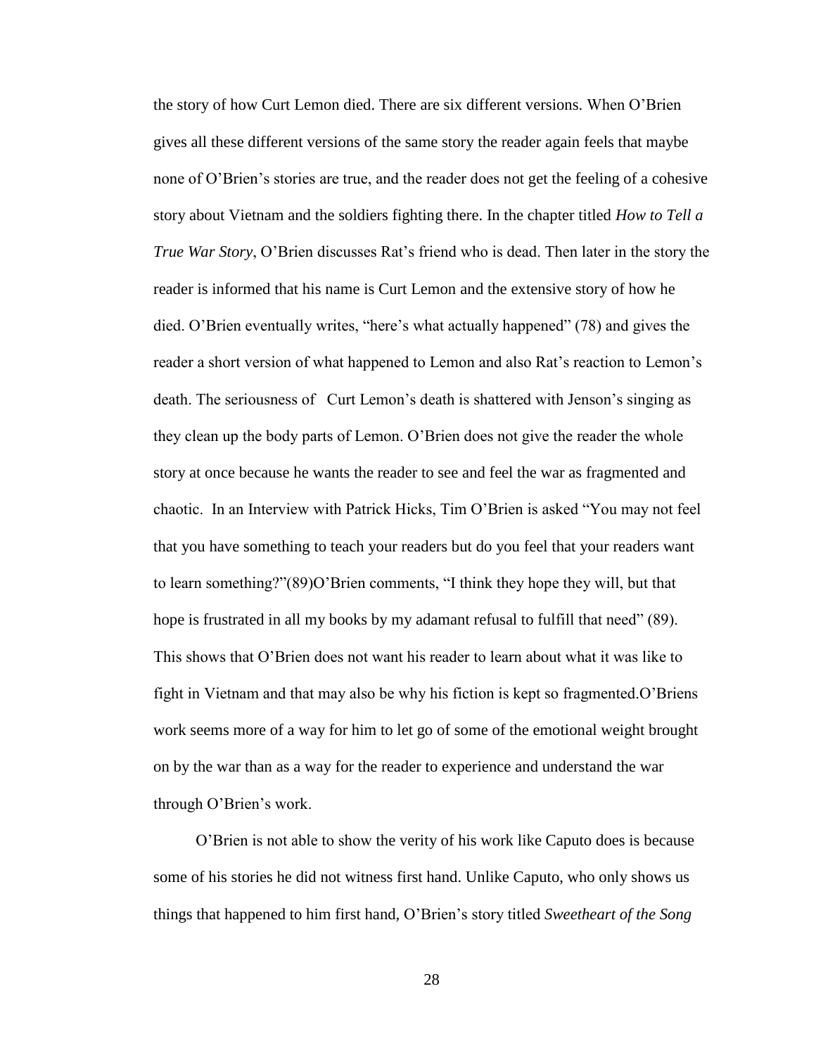the story of how Curt Lemon died. There are six different versions. When O'Brien gives all these different versions of the same story the reader again feels that maybe none of O'Brien's stories are true, and the reader does not get the feeling of a cohesive story about Vietnam and the soldiers fighting there. In the chapter titled *How to Tell a True War Story*, O'Brien discusses Rat's friend who is dead. Then later in the story the reader is informed that his name is Curt Lemon and the extensive story of how he died. O'Brien eventually writes, "here's what actually happened" (78) and gives the reader a short version of what happened to Lemon and also Rat's reaction to Lemon's death. The seriousness of Curt Lemon's death is shattered with Jenson's singing as they clean up the body parts of Lemon. O'Brien does not give the reader the whole story at once because he wants the reader to see and feel the war as fragmented and chaotic. In an Interview with Patrick Hicks, Tim O'Brien is asked "You may not feel that you have something to teach your readers but do you feel that your readers want to learn something?"(89)O'Brien comments, "I think they hope they will, but that hope is frustrated in all my books by my adamant refusal to fulfill that need" (89). This shows that O'Brien does not want his reader to learn about what it was like to fight in Vietnam and that may also be why his fiction is kept so fragmented.O'Briens work seems more of a way for him to let go of some of the emotional weight brought on by the war than as a way for the reader to experience and understand the war through O'Brien's work.

O'Brien is not able to show the verity of his work like Caputo does is because some of his stories he did not witness first hand. Unlike Caputo, who only shows us things that happened to him first hand, O'Brien's story titled *Sweetheart of the Song*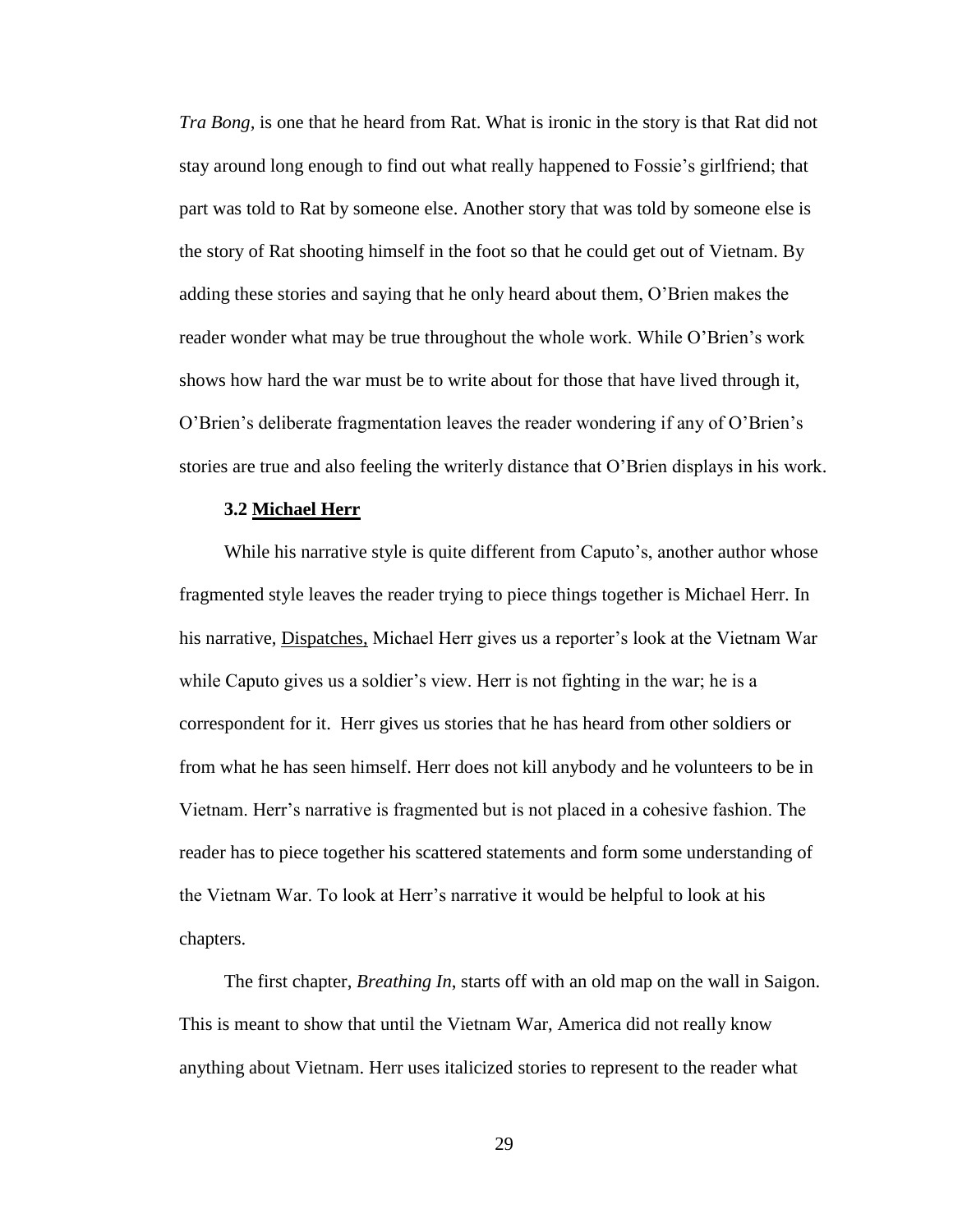*Tra Bong*, is one that he heard from Rat. What is ironic in the story is that Rat did not stay around long enough to find out what really happened to Fossie's girlfriend; that part was told to Rat by someone else. Another story that was told by someone else is the story of Rat shooting himself in the foot so that he could get out of Vietnam. By adding these stories and saying that he only heard about them, O'Brien makes the reader wonder what may be true throughout the whole work. While O'Brien's work shows how hard the war must be to write about for those that have lived through it, O'Brien's deliberate fragmentation leaves the reader wondering if any of O'Brien's stories are true and also feeling the writerly distance that O'Brien displays in his work.

### 3.2 Michael Herr

While his narrative style is quite different from Caputo's, another author whose fragmented style leaves the reader trying to piece things together is Michael Herr. In his narrative, Dispatches, Michael Herr gives us a reporter's look at the Vietnam War while Caputo gives us a soldier's view. Herr is not fighting in the war; he is a correspondent for it. Herr gives us stories that he has heard from other soldiers or from what he has seen himself. Herr does not kill anybody and he volunteers to be in Vietnam. Herr's narrative is fragmented but is not placed in a cohesive fashion. The reader has to piece together his scattered statements and form some understanding of the Vietnam War. To look at Herr's narrative it would be helpful to look at his chapters.

The first chapter, *Breathing In*, starts off with an old map on the wall in Saigon. This is meant to show that until the Vietnam War, America did not really know anything about Vietnam. Herr uses italicized stories to represent to the reader what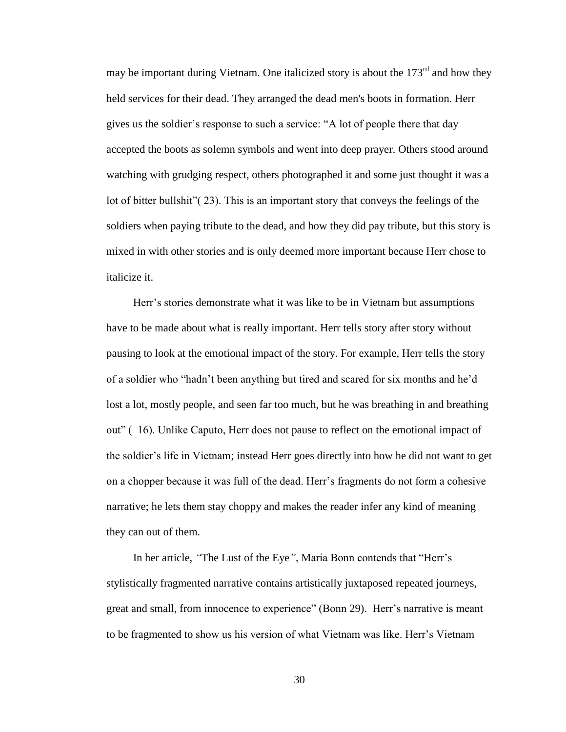may be important during Vietnam. One italicized story is about the 173rd and how they held services for their dead. They arranged the dead men's boots in formation. Herr gives us the soldier's response to such a service: "A lot of people there that day accepted the boots as solemn symbols and went into deep prayer. Others stood around watching with grudging respect, others photographed it and some just thought it was a lot of bitter bullshit"( 23). This is an important story that conveys the feelings of the soldiers when paying tribute to the dead, and how they did pay tribute, but this story is mixed in with other stories and is only deemed more important because Herr chose to italicize it.

Herr's stories demonstrate what it was like to be in Vietnam but assumptions have to be made about what is really important. Herr tells story after story without pausing to look at the emotional impact of the story. For example, Herr tells the story of a soldier who "hadn't been anything but tired and scared for six months and he'd lost a lot, mostly people, and seen far too much, but he was breathing in and breathing out" (  16). Unlike Caputo, Herr does not pause to reflect on the emotional impact of the soldier's life in Vietnam; instead Herr goes directly into how he did not want to get on a chopper because it was full of the dead. Herr's fragments do not form a cohesive narrative; he lets them stay choppy and makes the reader infer any kind of meaning they can out of them.

In her article, *"*The Lust of the Eye*"*, Maria Bonn contends that "Herr's stylistically fragmented narrative contains artistically juxtaposed repeated journeys, great and small, from innocence to experience" (Bonn 29).  Herr's narrative is meant to be fragmented to show us his version of what Vietnam was like. Herr's Vietnam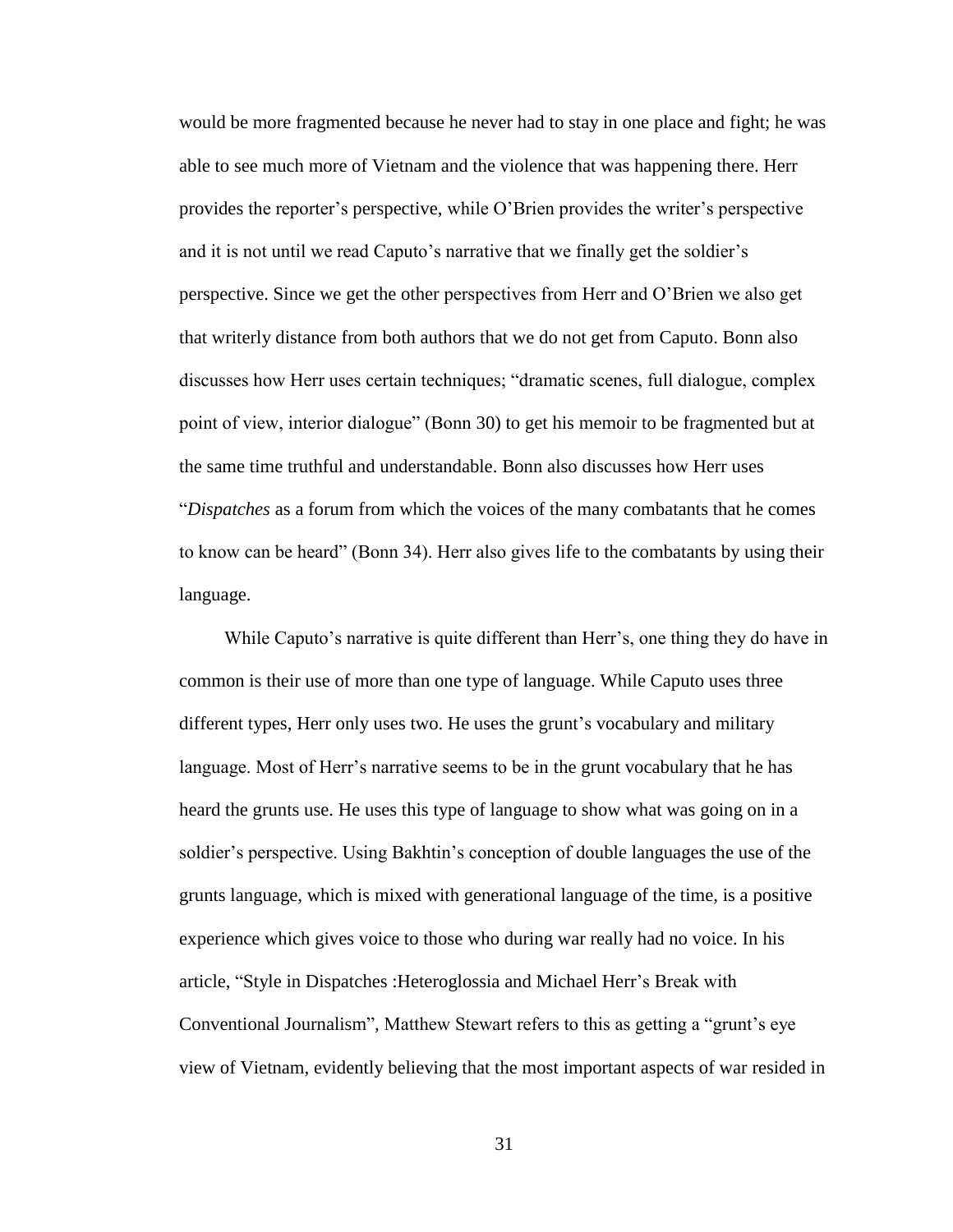would be more fragmented because he never had to stay in one place and fight; he was able to see much more of Vietnam and the violence that was happening there. Herr provides the reporter's perspective, while O'Brien provides the writer's perspective and it is not until we read Caputo's narrative that we finally get the soldier's perspective. Since we get the other perspectives from Herr and O'Brien we also get that writerly distance from both authors that we do not get from Caputo. Bonn also discusses how Herr uses certain techniques; "dramatic scenes, full dialogue, complex point of view, interior dialogue" (Bonn 30) to get his memoir to be fragmented but at the same time truthful and understandable. Bonn also discusses how Herr uses "*Dispatches* as a forum from which the voices of the many combatants that he comes to know can be heard" (Bonn 34). Herr also gives life to the combatants by using their language.

While Caputo's narrative is quite different than Herr's, one thing they do have in common is their use of more than one type of language. While Caputo uses three different types, Herr only uses two. He uses the grunt's vocabulary and military language. Most of Herr's narrative seems to be in the grunt vocabulary that he has heard the grunts use. He uses this type of language to show what was going on in a soldier's perspective. Using Bakhtin's conception of double languages the use of the grunts language, which is mixed with generational language of the time, is a positive experience which gives voice to those who during war really had no voice. In his article, "Style in Dispatches :Heteroglossia and Michael Herr's Break with Conventional Journalism", Matthew Stewart refers to this as getting a "grunt's eye view of Vietnam, evidently believing that the most important aspects of war resided in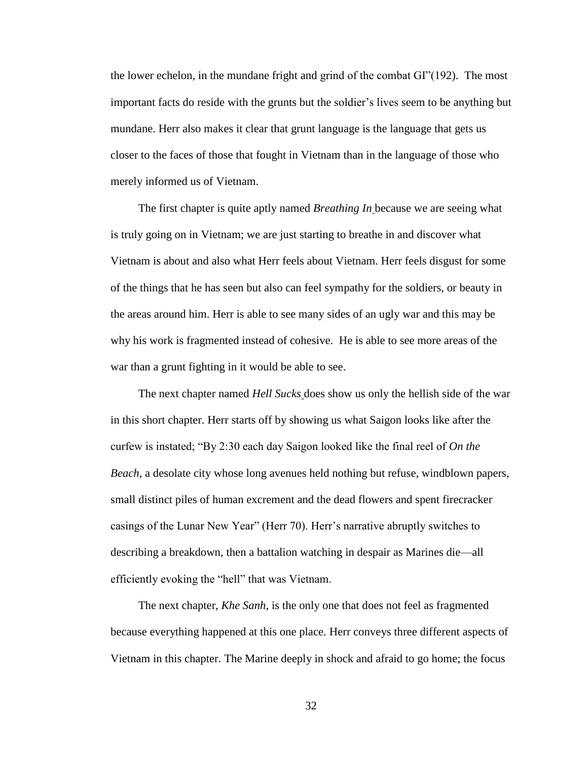the lower echelon, in the mundane fright and grind of the combat GI"(192). The most important facts do reside with the grunts but the soldier's lives seem to be anything but mundane. Herr also makes it clear that grunt language is the language that gets us closer to the faces of those that fought in Vietnam than in the language of those who merely informed us of Vietnam.

The first chapter is quite aptly named *Breathing In* because we are seeing what is truly going on in Vietnam; we are just starting to breathe in and discover what Vietnam is about and also what Herr feels about Vietnam. Herr feels disgust for some of the things that he has seen but also can feel sympathy for the soldiers, or beauty in the areas around him. Herr is able to see many sides of an ugly war and this may be why his work is fragmented instead of cohesive. He is able to see more areas of the war than a grunt fighting in it would be able to see.

The next chapter named *Hell Sucks* does show us only the hellish side of the war in this short chapter. Herr starts off by showing us what Saigon looks like after the curfew is instated; "By 2:30 each day Saigon looked like the final reel of *On the Beach*, a desolate city whose long avenues held nothing but refuse, windblown papers, small distinct piles of human excrement and the dead flowers and spent firecracker casings of the Lunar New Year" (Herr 70). Herr's narrative abruptly switches to describing a breakdown, then a battalion watching in despair as Marines die—all efficiently evoking the "hell" that was Vietnam.

The next chapter, *Khe Sanh*, is the only one that does not feel as fragmented because everything happened at this one place. Herr conveys three different aspects of Vietnam in this chapter. The Marine deeply in shock and afraid to go home; the focus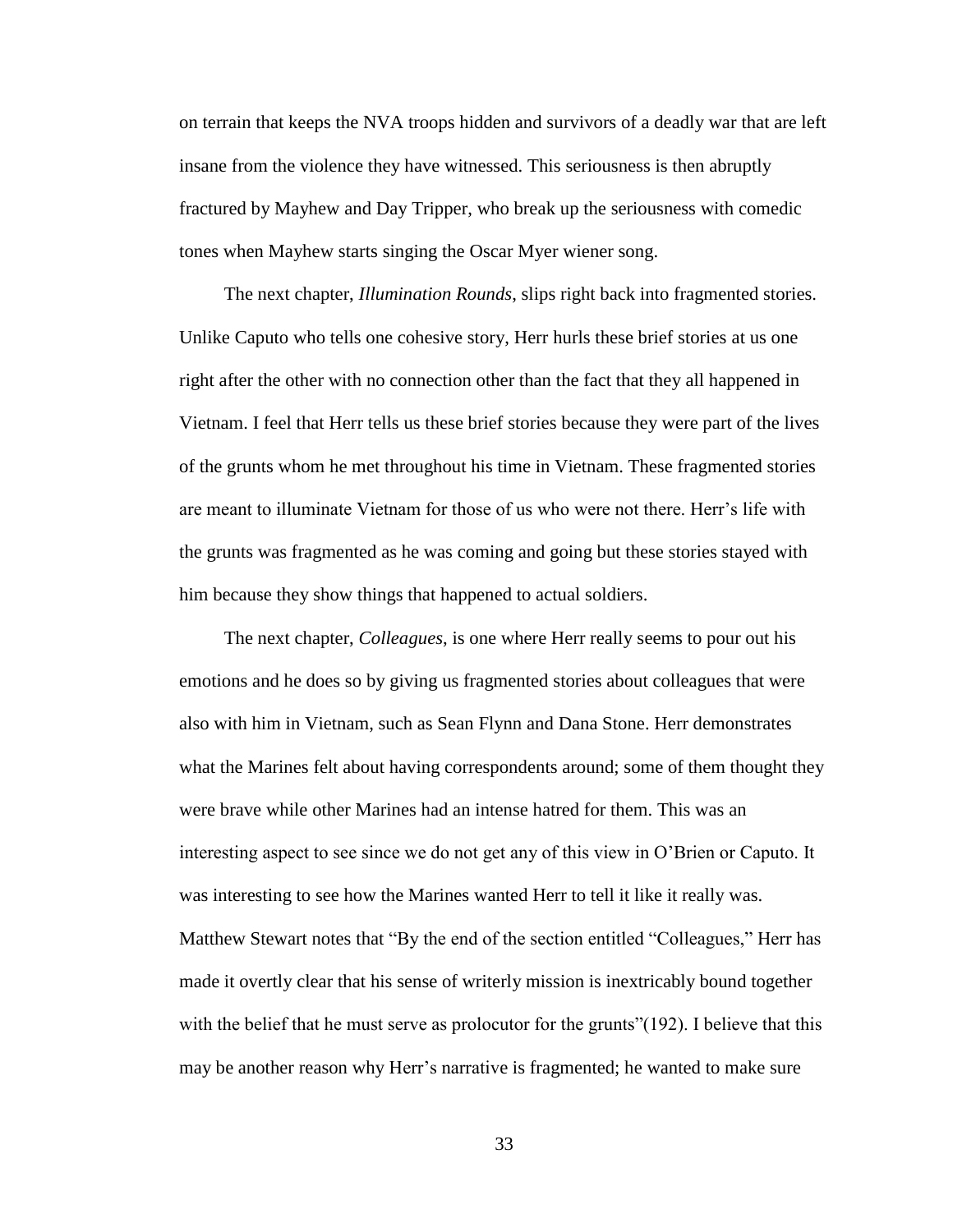on terrain that keeps the NVA troops hidden and survivors of a deadly war that are left insane from the violence they have witnessed. This seriousness is then abruptly fractured by Mayhew and Day Tripper, who break up the seriousness with comedic tones when Mayhew starts singing the Oscar Myer wiener song.

The next chapter, *Illumination Rounds*, slips right back into fragmented stories. Unlike Caputo who tells one cohesive story, Herr hurls these brief stories at us one right after the other with no connection other than the fact that they all happened in Vietnam. I feel that Herr tells us these brief stories because they were part of the lives of the grunts whom he met throughout his time in Vietnam. These fragmented stories are meant to illuminate Vietnam for those of us who were not there. Herr's life with the grunts was fragmented as he was coming and going but these stories stayed with him because they show things that happened to actual soldiers.

The next chapter, *Colleagues,* is one where Herr really seems to pour out his emotions and he does so by giving us fragmented stories about colleagues that were also with him in Vietnam, such as Sean Flynn and Dana Stone. Herr demonstrates what the Marines felt about having correspondents around; some of them thought they were brave while other Marines had an intense hatred for them. This was an interesting aspect to see since we do not get any of this view in O'Brien or Caputo. It was interesting to see how the Marines wanted Herr to tell it like it really was. Matthew Stewart notes that "By the end of the section entitled "Colleagues," Herr has made it overtly clear that his sense of writerly mission is inextricably bound together with the belief that he must serve as prolocutor for the grunts"(192). I believe that this may be another reason why Herr's narrative is fragmented; he wanted to make sure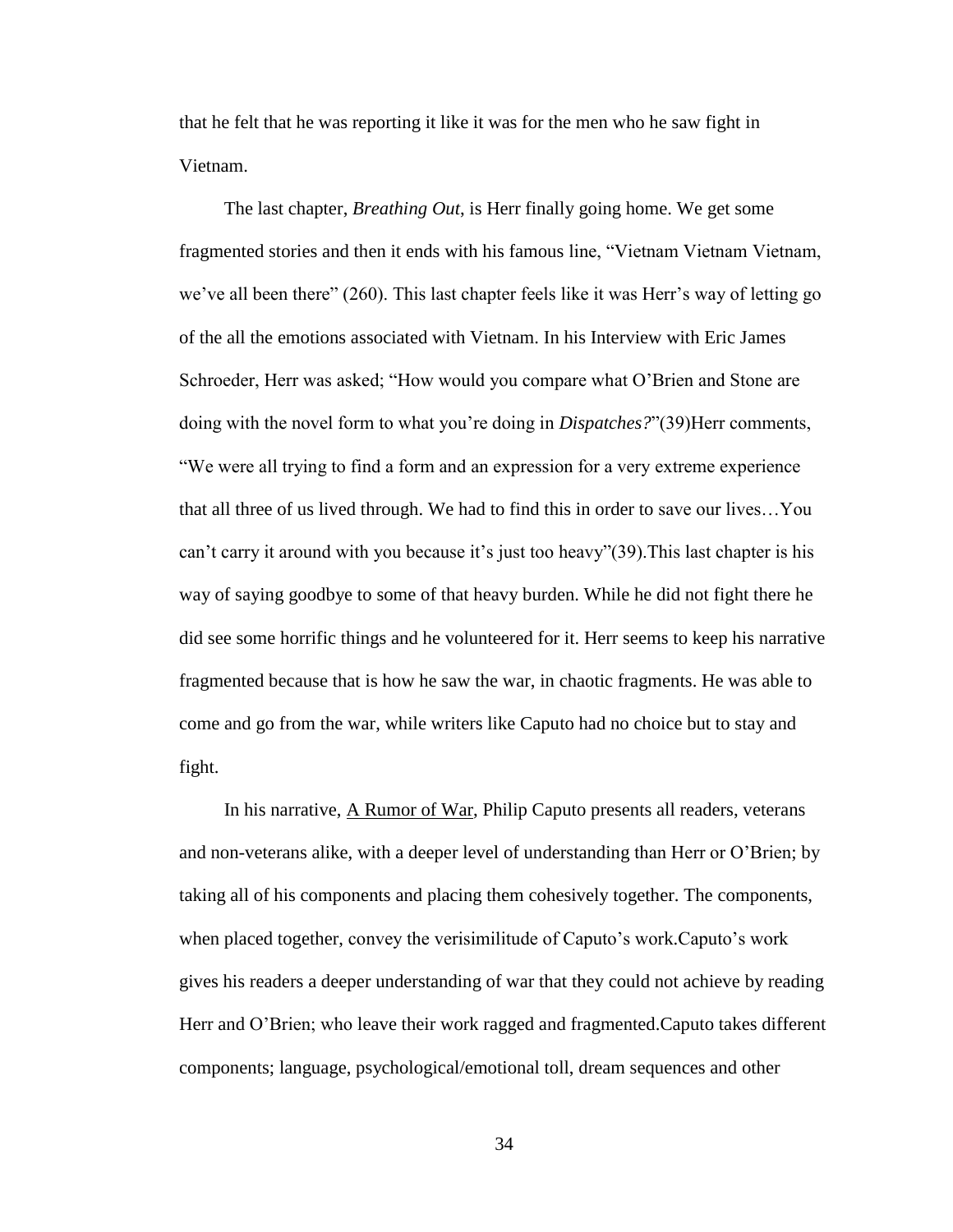that he felt that he was reporting it like it was for the men who he saw fight in Vietnam.

The last chapter, *Breathing Out*, is Herr finally going home. We get some fragmented stories and then it ends with his famous line, "Vietnam Vietnam Vietnam, we've all been there" (260). This last chapter feels like it was Herr's way of letting go of the all the emotions associated with Vietnam. In his Interview with Eric James Schroeder, Herr was asked; "How would you compare what O'Brien and Stone are doing with the novel form to what you're doing in *Dispatches?*"(39)Herr comments, "We were all trying to find a form and an expression for a very extreme experience that all three of us lived through. We had to find this in order to save our lives…You can't carry it around with you because it's just too heavy"(39).This last chapter is his way of saying goodbye to some of that heavy burden. While he did not fight there he did see some horrific things and he volunteered for it. Herr seems to keep his narrative fragmented because that is how he saw the war, in chaotic fragments. He was able to come and go from the war, while writers like Caputo had no choice but to stay and fight.

In his narrative, <u>A Rumor of War</u>, Philip Caputo presents all readers, veterans and non-veterans alike, with a deeper level of understanding than Herr or O'Brien; by taking all of his components and placing them cohesively together. The components, when placed together, convey the verisimilitude of Caputo's work.Caputo's work gives his readers a deeper understanding of war that they could not achieve by reading Herr and O'Brien; who leave their work ragged and fragmented.Caputo takes different components; language, psychological/emotional toll, dream sequences and other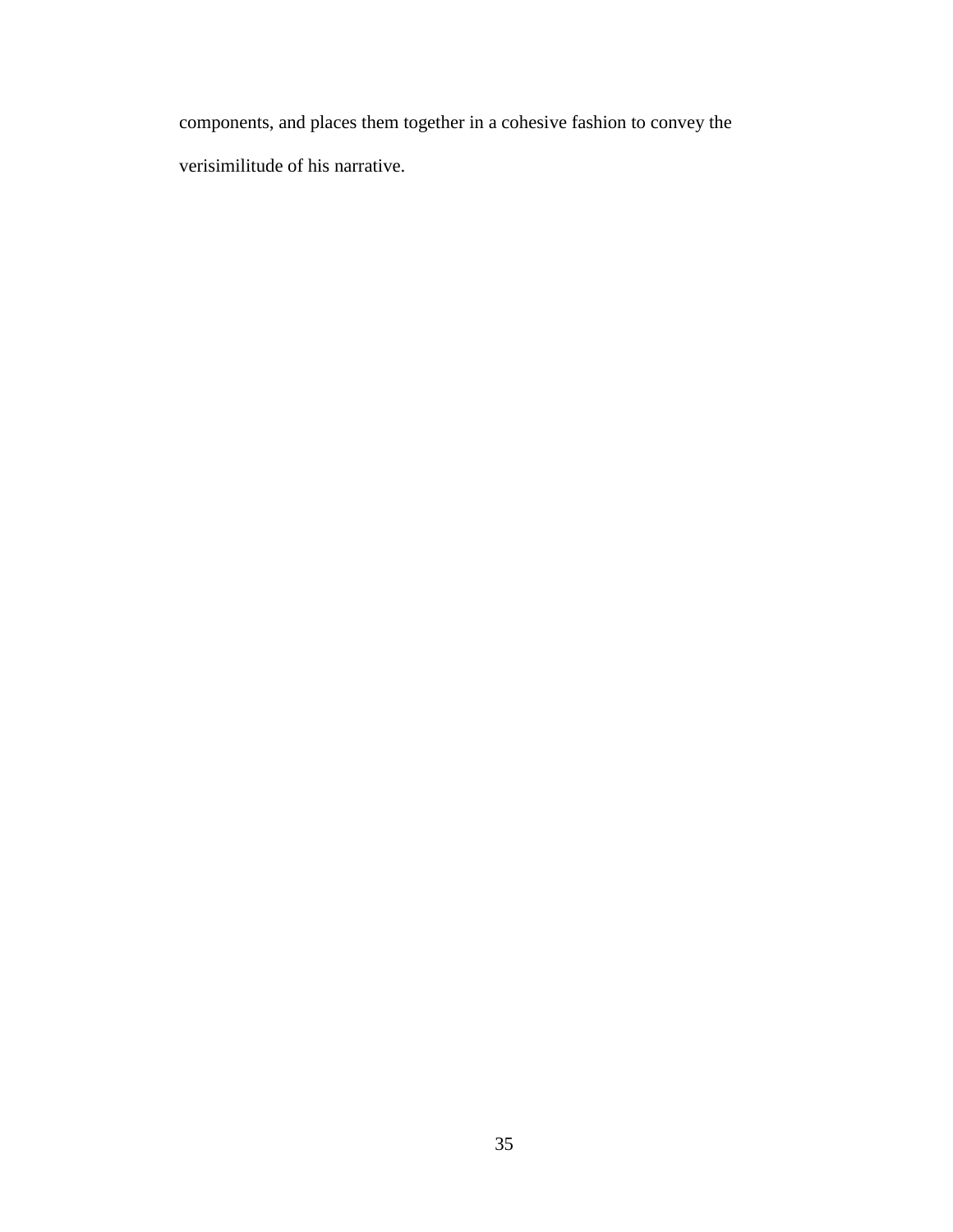components, and places them together in a cohesive fashion to convey the verisimilitude of his narrative.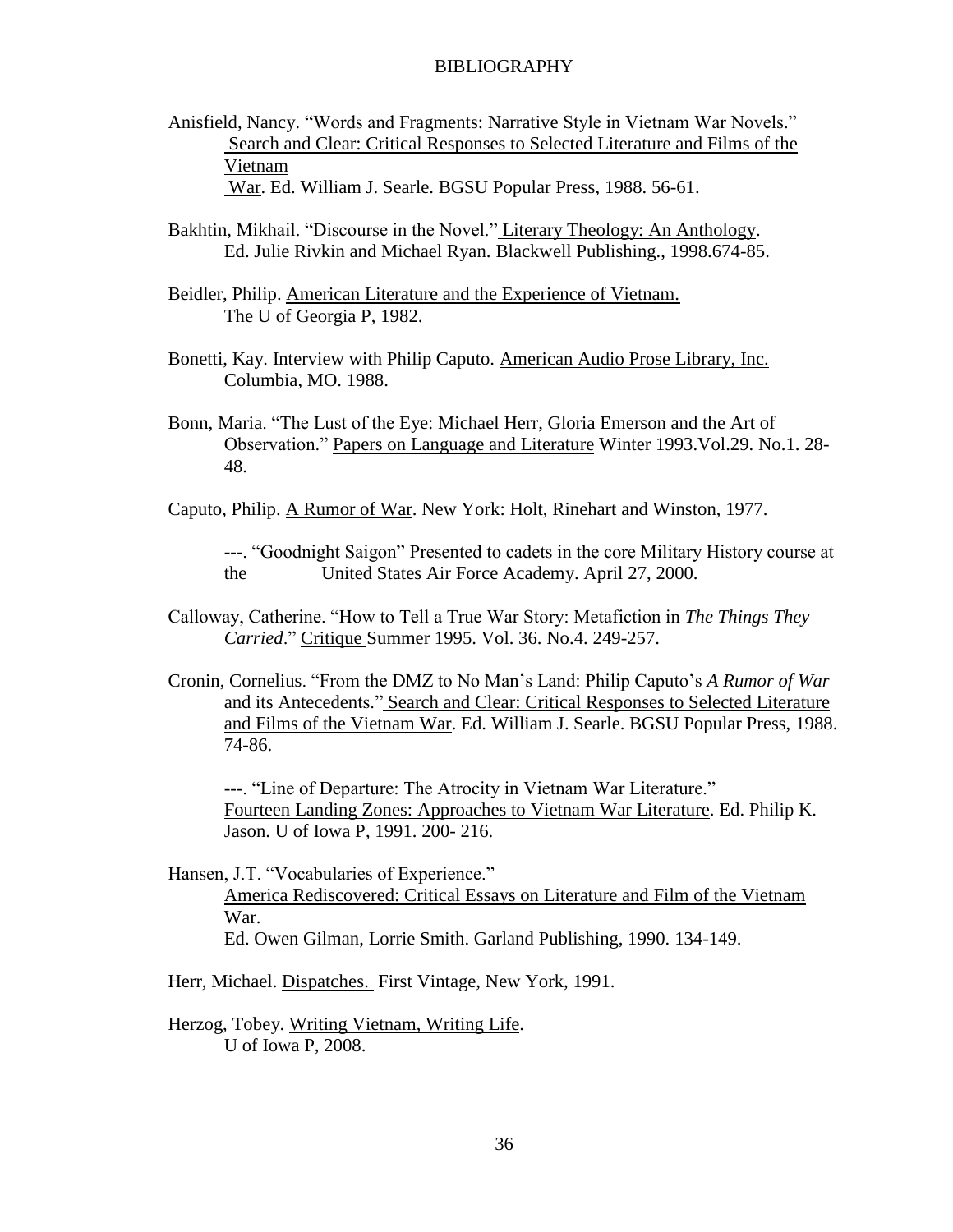# BIBLIOGRAPHY

Anisfield, Nancy. "Words and Fragments: Narrative Style in Vietnam War Novels." Search and Clear: Critical Responses to Selected Literature and Films of the Vietnam War. Ed. William J. Searle. BGSU Popular Press, 1988. 56-61.

Bakhtin, Mikhail. "Discourse in the Novel." Literary Theology: An Anthology. Ed. Julie Rivkin and Michael Ryan. Blackwell Publishing., 1998.674-85.

Beidler, Philip. American Literature and the Experience of Vietnam. The U of Georgia P, 1982.

Bonetti, Kay. Interview with Philip Caputo. American Audio Prose Library, Inc. Columbia, MO. 1988.

Bonn, Maria. "The Lust of the Eye: Michael Herr, Gloria Emerson and the Art of Observation." Papers on Language and Literature Winter 1993.Vol.29. No.1. 28-48.

Caputo, Philip. A Rumor of War. New York: Holt, Rinehart and Winston, 1977.

---. "Goodnight Saigon" Presented to cadets in the core Military History course at the United States Air Force Academy. April 27, 2000.

Calloway, Catherine. "How to Tell a True War Story: Metafiction in *The Things They Carried*." Critique Summer 1995. Vol. 36. No.4. 249-257.

Cronin, Cornelius. "From the DMZ to No Man's Land: Philip Caputo's *A Rumor of War* and its Antecedents." Search and Clear: Critical Responses to Selected Literature and Films of the Vietnam War. Ed. William J. Searle. BGSU Popular Press, 1988. 74-86.

---. "Line of Departure: The Atrocity in Vietnam War Literature." Fourteen Landing Zones: Approaches to Vietnam War Literature. Ed. Philip K. Jason. U of Iowa P, 1991. 200- 216.

Hansen, J.T. "Vocabularies of Experience." America Rediscovered: Critical Essays on Literature and Film of the Vietnam War. Ed. Owen Gilman, Lorrie Smith. Garland Publishing, 1990. 134-149.

Herr, Michael. Dispatches. First Vintage, New York, 1991.

Herzog, Tobey. Writing Vietnam, Writing Life. U of Iowa P, 2008.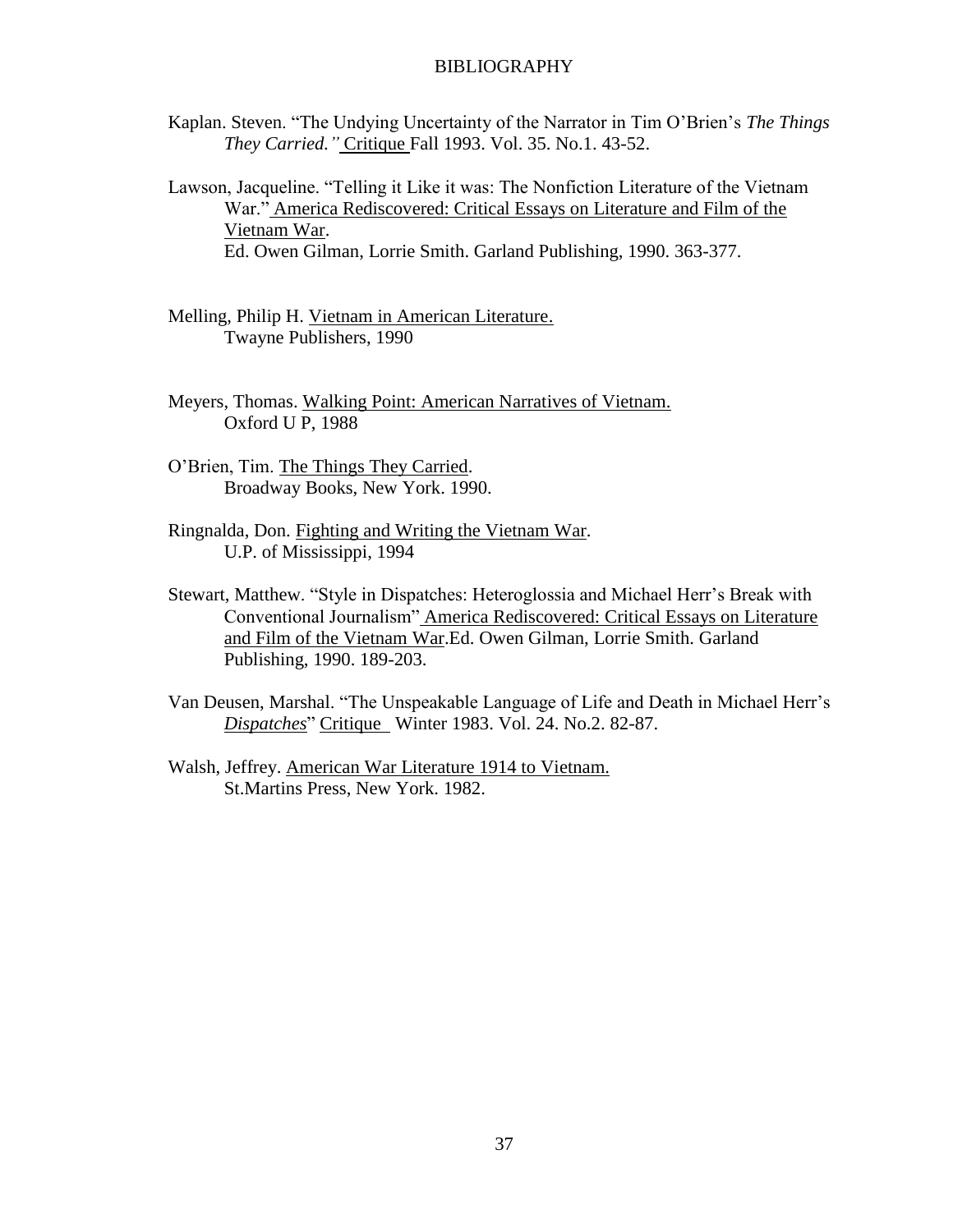# BIBLIOGRAPHY

Kaplan. Steven. "The Undying Uncertainty of the Narrator in Tim O'Brien's *The Things They Carried."* Critique Fall 1993. Vol. 35. No.1. 43-52.

Lawson, Jacqueline. "Telling it Like it was: The Nonfiction Literature of the Vietnam War." America Rediscovered: Critical Essays on Literature and Film of the Vietnam War.
Ed. Owen Gilman, Lorrie Smith. Garland Publishing, 1990. 363-377.

Melling, Philip H. Vietnam in American Literature.
Twayne Publishers, 1990

Meyers, Thomas. Walking Point: American Narratives of Vietnam.
Oxford U P, 1988

O'Brien, Tim. The Things They Carried.
Broadway Books, New York. 1990.

Ringnalda, Don. Fighting and Writing the Vietnam War.
U.P. of Mississippi, 1994

Stewart, Matthew. "Style in Dispatches: Heteroglossia and Michael Herr's Break with Conventional Journalism" America Rediscovered: Critical Essays on Literature and Film of the Vietnam War.Ed. Owen Gilman, Lorrie Smith. Garland Publishing, 1990. 189-203.

Van Deusen, Marshal. "The Unspeakable Language of Life and Death in Michael Herr's *Dispatches*" Critique Winter 1983. Vol. 24. No.2. 82-87.

Walsh, Jeffrey. American War Literature 1914 to Vietnam.
St.Martins Press, New York. 1982.